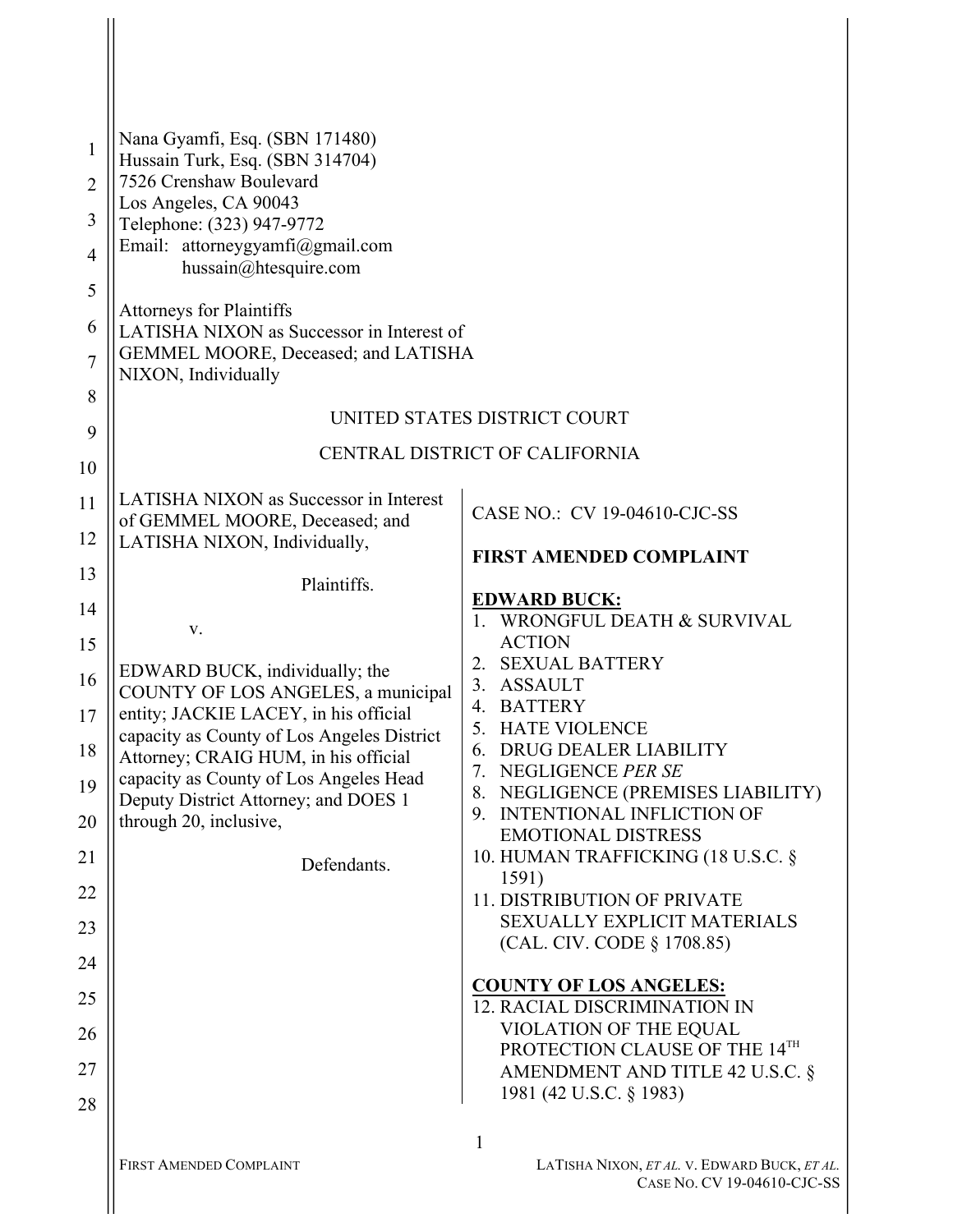Nana Gyamfi, Esq. (SBN 171480)
Hussain Turk, Esq. (SBN 314704)
7526 Crenshaw Boulevard
Los Angeles, CA 90043
Telephone: (323) 947-9772
Email: attorneygyamfi@gmail.com
hussain@htesquire.com

Attorneys for Plaintiffs
LATISHA NIXON as Successor in Interest of GEMMEL MOORE, Deceased; and LATISHA NIXON, Individually

UNITED STATES DISTRICT COURT

CENTRAL DISTRICT OF CALIFORNIA

LATISHA NIXON as Successor in Interest of GEMMEL MOORE, Deceased; and LATISHA NIXON, Individually,

Plaintiffs.

v.

EDWARD BUCK, individually; the COUNTY OF LOS ANGELES, a municipal entity; JACKIE LACEY, in his official capacity as County of Los Angeles District Attorney; CRAIG HUM, in his official capacity as County of Los Angeles Head Deputy District Attorney; and DOES 1 through 20, inclusive,

Defendants.

CASE NO.: CV 19-04610-CJC-SS

**FIRST AMENDED COMPLAINT**

**EDWARD BUCK:**

1. WRONGFUL DEATH & SURVIVAL ACTION
2. SEXUAL BATTERY
3. ASSAULT
4. BATTERY
5. HATE VIOLENCE
6. DRUG DEALER LIABILITY
7. NEGLIGENCE *PER SE*
8. NEGLIGENCE (PREMISES LIABILITY)
9. INTENTIONAL INFLICTION OF EMOTIONAL DISTRESS
10. HUMAN TRAFFICKING (18 U.S.C. § 1591)
11. DISTRIBUTION OF PRIVATE SEXUALLY EXPLICIT MATERIALS (CAL. CIV. CODE § 1708.85)

**COUNTY OF LOS ANGELES:**

12. RACIAL DISCRIMINATION IN VIOLATION OF THE EQUAL PROTECTION CLAUSE OF THE 14TH AMENDMENT AND TITLE 42 U.S.C. § 1981 (42 U.S.C. § 1983)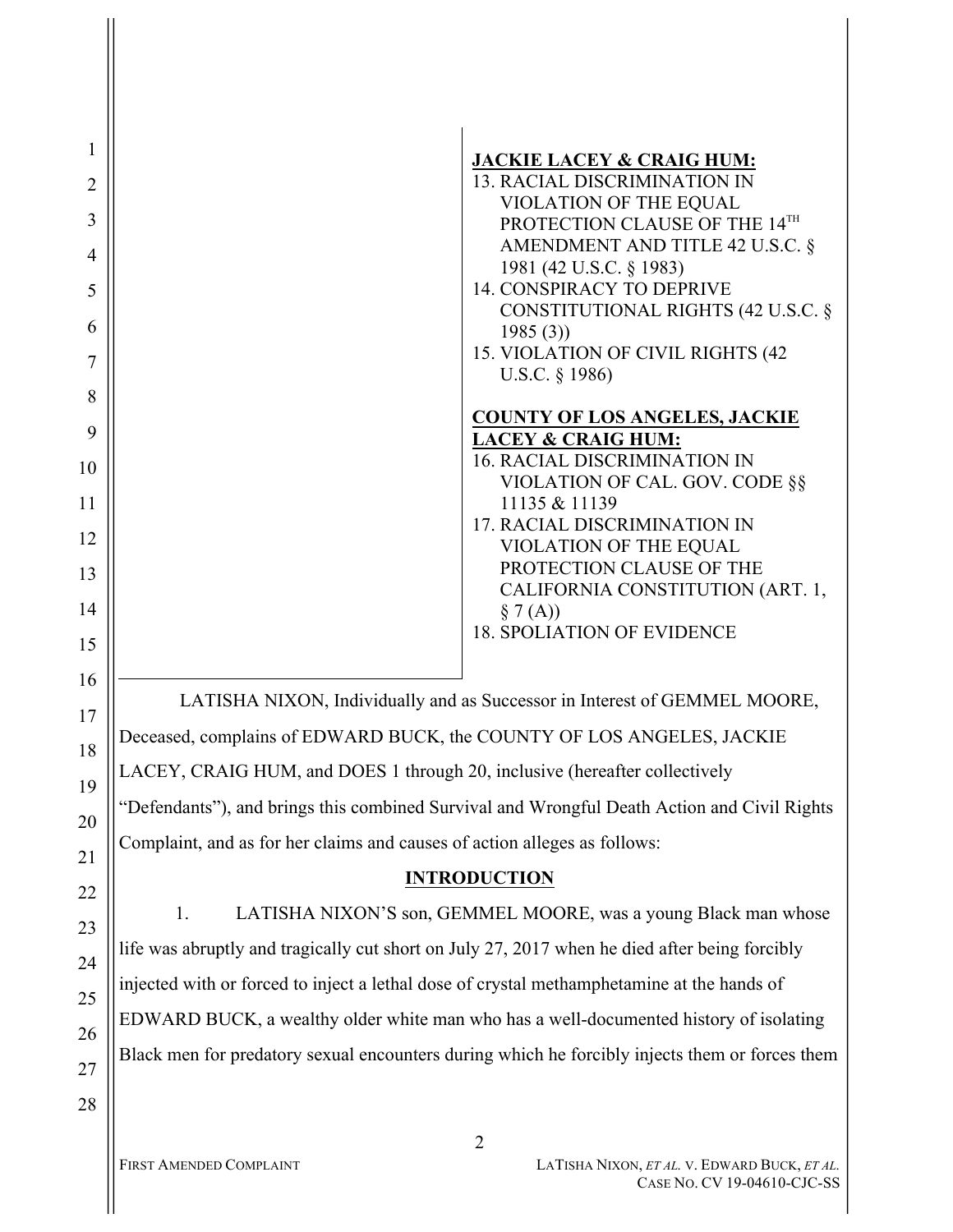**JACKIE LACEY & CRAIG HUM:**

13. RACIAL DISCRIMINATION IN VIOLATION OF THE EQUAL PROTECTION CLAUSE OF THE 14TH AMENDMENT AND TITLE 42 U.S.C. § 1981 (42 U.S.C. § 1983)
14. CONSPIRACY TO DEPRIVE CONSTITUTIONAL RIGHTS (42 U.S.C. § 1985 (3))
15. VIOLATION OF CIVIL RIGHTS (42 U.S.C. § 1986)

**COUNTY OF LOS ANGELES, JACKIE LACEY & CRAIG HUM:**

16. RACIAL DISCRIMINATION IN VIOLATION OF CAL. GOV. CODE §§ 11135 & 11139
17. RACIAL DISCRIMINATION IN VIOLATION OF THE EQUAL PROTECTION CLAUSE OF THE CALIFORNIA CONSTITUTION (ART. 1, § 7 (A))
18. SPOLIATION OF EVIDENCE

LATISHA NIXON, Individually and as Successor in Interest of GEMMEL MOORE, Deceased, complains of EDWARD BUCK, the COUNTY OF LOS ANGELES, JACKIE LACEY, CRAIG HUM, and DOES 1 through 20, inclusive (hereafter collectively "Defendants"), and brings this combined Survival and Wrongful Death Action and Civil Rights Complaint, and as for her claims and causes of action alleges as follows:

## INTRODUCTION

1. LATISHA NIXON'S son, GEMMEL MOORE, was a young Black man whose life was abruptly and tragically cut short on July 27, 2017 when he died after being forcibly injected with or forced to inject a lethal dose of crystal methamphetamine at the hands of EDWARD BUCK, a wealthy older white man who has a well-documented history of isolating Black men for predatory sexual encounters during which he forcibly injects them or forces them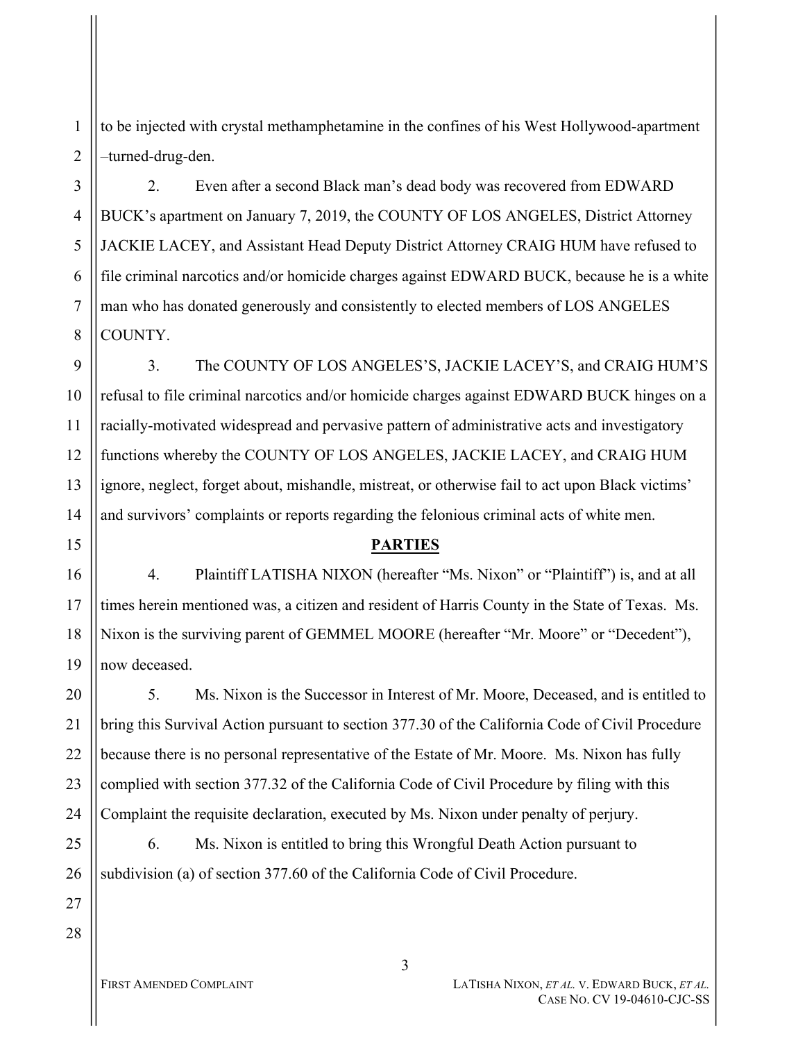to be injected with crystal methamphetamine in the confines of his West Hollywood-apartment –turned-drug-den.

2. Even after a second Black man's dead body was recovered from EDWARD BUCK's apartment on January 7, 2019, the COUNTY OF LOS ANGELES, District Attorney JACKIE LACEY, and Assistant Head Deputy District Attorney CRAIG HUM have refused to file criminal narcotics and/or homicide charges against EDWARD BUCK, because he is a white man who has donated generously and consistently to elected members of LOS ANGELES COUNTY.

3. The COUNTY OF LOS ANGELES'S, JACKIE LACEY'S, and CRAIG HUM'S refusal to file criminal narcotics and/or homicide charges against EDWARD BUCK hinges on a racially-motivated widespread and pervasive pattern of administrative acts and investigatory functions whereby the COUNTY OF LOS ANGELES, JACKIE LACEY, and CRAIG HUM ignore, neglect, forget about, mishandle, mistreat, or otherwise fail to act upon Black victims' and survivors' complaints or reports regarding the felonious criminal acts of white men.

## PARTIES

4. Plaintiff LATISHA NIXON (hereafter "Ms. Nixon" or "Plaintiff") is, and at all times herein mentioned was, a citizen and resident of Harris County in the State of Texas. Ms. Nixon is the surviving parent of GEMMEL MOORE (hereafter "Mr. Moore" or "Decedent"), now deceased.

5. Ms. Nixon is the Successor in Interest of Mr. Moore, Deceased, and is entitled to bring this Survival Action pursuant to section 377.30 of the California Code of Civil Procedure because there is no personal representative of the Estate of Mr. Moore. Ms. Nixon has fully complied with section 377.32 of the California Code of Civil Procedure by filing with this Complaint the requisite declaration, executed by Ms. Nixon under penalty of perjury.

6. Ms. Nixon is entitled to bring this Wrongful Death Action pursuant to subdivision (a) of section 377.60 of the California Code of Civil Procedure.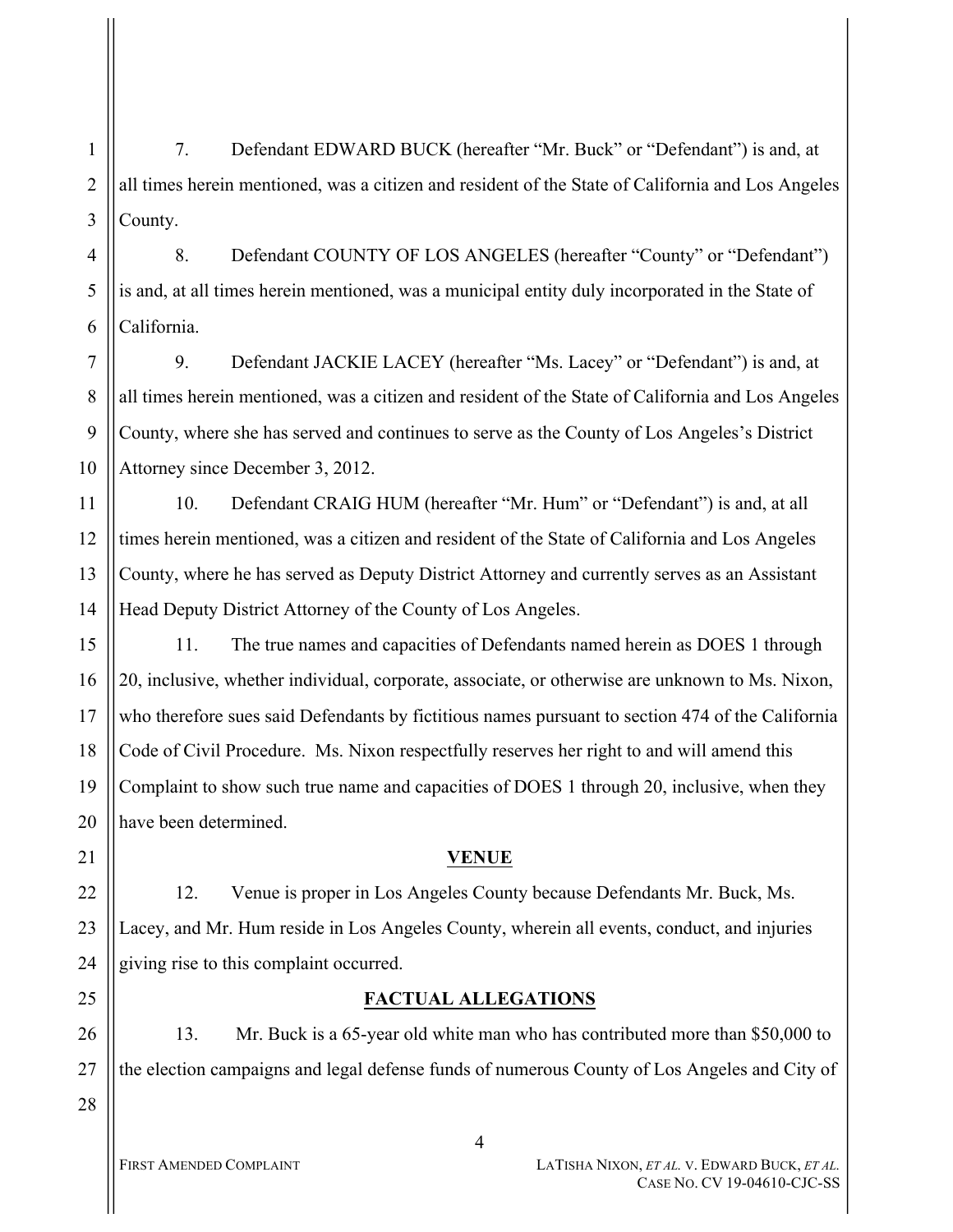7. Defendant EDWARD BUCK (hereafter "Mr. Buck" or "Defendant") is and, at all times herein mentioned, was a citizen and resident of the State of California and Los Angeles County.

8. Defendant COUNTY OF LOS ANGELES (hereafter "County" or "Defendant") is and, at all times herein mentioned, was a municipal entity duly incorporated in the State of California.

9. Defendant JACKIE LACEY (hereafter "Ms. Lacey" or "Defendant") is and, at all times herein mentioned, was a citizen and resident of the State of California and Los Angeles County, where she has served and continues to serve as the County of Los Angeles's District Attorney since December 3, 2012.

10. Defendant CRAIG HUM (hereafter "Mr. Hum" or "Defendant") is and, at all times herein mentioned, was a citizen and resident of the State of California and Los Angeles County, where he has served as Deputy District Attorney and currently serves as an Assistant Head Deputy District Attorney of the County of Los Angeles.

11. The true names and capacities of Defendants named herein as DOES 1 through 20, inclusive, whether individual, corporate, associate, or otherwise are unknown to Ms. Nixon, who therefore sues said Defendants by fictitious names pursuant to section 474 of the California Code of Civil Procedure. Ms. Nixon respectfully reserves her right to and will amend this Complaint to show such true name and capacities of DOES 1 through 20, inclusive, when they have been determined.

## VENUE

12. Venue is proper in Los Angeles County because Defendants Mr. Buck, Ms. Lacey, and Mr. Hum reside in Los Angeles County, wherein all events, conduct, and injuries giving rise to this complaint occurred.

## FACTUAL ALLEGATIONS

13. Mr. Buck is a 65-year old white man who has contributed more than $50,000 to the election campaigns and legal defense funds of numerous County of Los Angeles and City of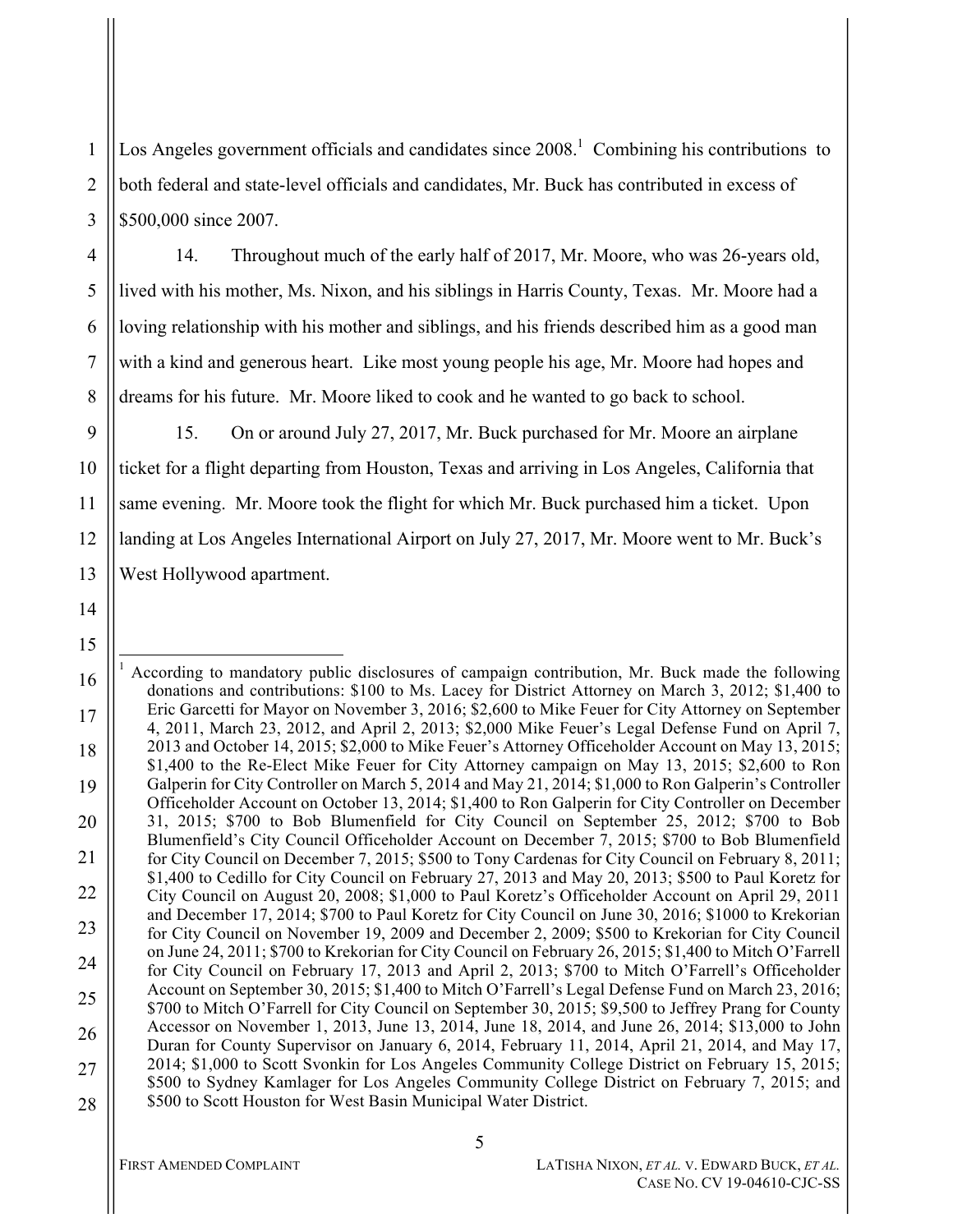Los Angeles government officials and candidates since 2008.[1] Combining his contributions to both federal and state-level officials and candidates, Mr. Buck has contributed in excess of $500,000 since 2007.

14. Throughout much of the early half of 2017, Mr. Moore, who was 26-years old, lived with his mother, Ms. Nixon, and his siblings in Harris County, Texas. Mr. Moore had a loving relationship with his mother and siblings, and his friends described him as a good man with a kind and generous heart. Like most young people his age, Mr. Moore had hopes and dreams for his future. Mr. Moore liked to cook and he wanted to go back to school.

15. On or around July 27, 2017, Mr. Buck purchased for Mr. Moore an airplane ticket for a flight departing from Houston, Texas and arriving in Los Angeles, California that same evening. Mr. Moore took the flight for which Mr. Buck purchased him a ticket. Upon landing at Los Angeles International Airport on July 27, 2017, Mr. Moore went to Mr. Buck's West Hollywood apartment.

---

[1] According to mandatory public disclosures of campaign contribution, Mr. Buck made the following donations and contributions: $100 to Ms. Lacey for District Attorney on March 3, 2012; $1,400 to Eric Garcetti for Mayor on November 3, 2016; $2,600 to Mike Feuer for City Attorney on September 4, 2011, March 23, 2012, and April 2, 2013; $2,000 Mike Feuer's Legal Defense Fund on April 7, 2013 and October 14, 2015; $2,000 to Mike Feuer's Attorney Officeholder Account on May 13, 2015; $1,400 to the Re-Elect Mike Feuer for City Attorney campaign on May 13, 2015; $2,600 to Ron Galperin for City Controller on March 5, 2014 and May 21, 2014; $1,000 to Ron Galperin's Controller Officeholder Account on October 13, 2014; $1,400 to Ron Galperin for City Controller on December 31, 2015; $700 to Bob Blumenfield for City Council on September 25, 2012; $700 to Bob Blumenfield's City Council Officeholder Account on December 7, 2015; $700 to Bob Blumenfield for City Council on December 7, 2015; $500 to Tony Cardenas for City Council on February 8, 2011; $1,400 to Cedillo for City Council on February 27, 2013 and May 20, 2013; $500 to Paul Koretz for City Council on August 20, 2008; $1,000 to Paul Koretz's Officeholder Account on April 29, 2011 and December 17, 2014; $700 to Paul Koretz for City Council on June 30, 2016; $1000 to Krekorian for City Council on November 19, 2009 and December 2, 2009; $500 to Krekorian for City Council on June 24, 2011; $700 to Krekorian for City Council on February 26, 2015; $1,400 to Mitch O'Farrell for City Council on February 17, 2013 and April 2, 2013; $700 to Mitch O'Farrell's Officeholder Account on September 30, 2015; $1,400 to Mitch O'Farrell's Legal Defense Fund on March 23, 2016; $700 to Mitch O'Farrell for City Council on September 30, 2015; $9,500 to Jeffrey Prang for County Accessor on November 1, 2013, June 13, 2014, June 18, 2014, and June 26, 2014; $13,000 to John Duran for County Supervisor on January 6, 2014, February 11, 2014, April 21, 2014, and May 17, 2014; $1,000 to Scott Svonkin for Los Angeles Community College District on February 15, 2015; $500 to Sydney Kamlager for Los Angeles Community College District on February 7, 2015; and $500 to Scott Houston for West Basin Municipal Water District.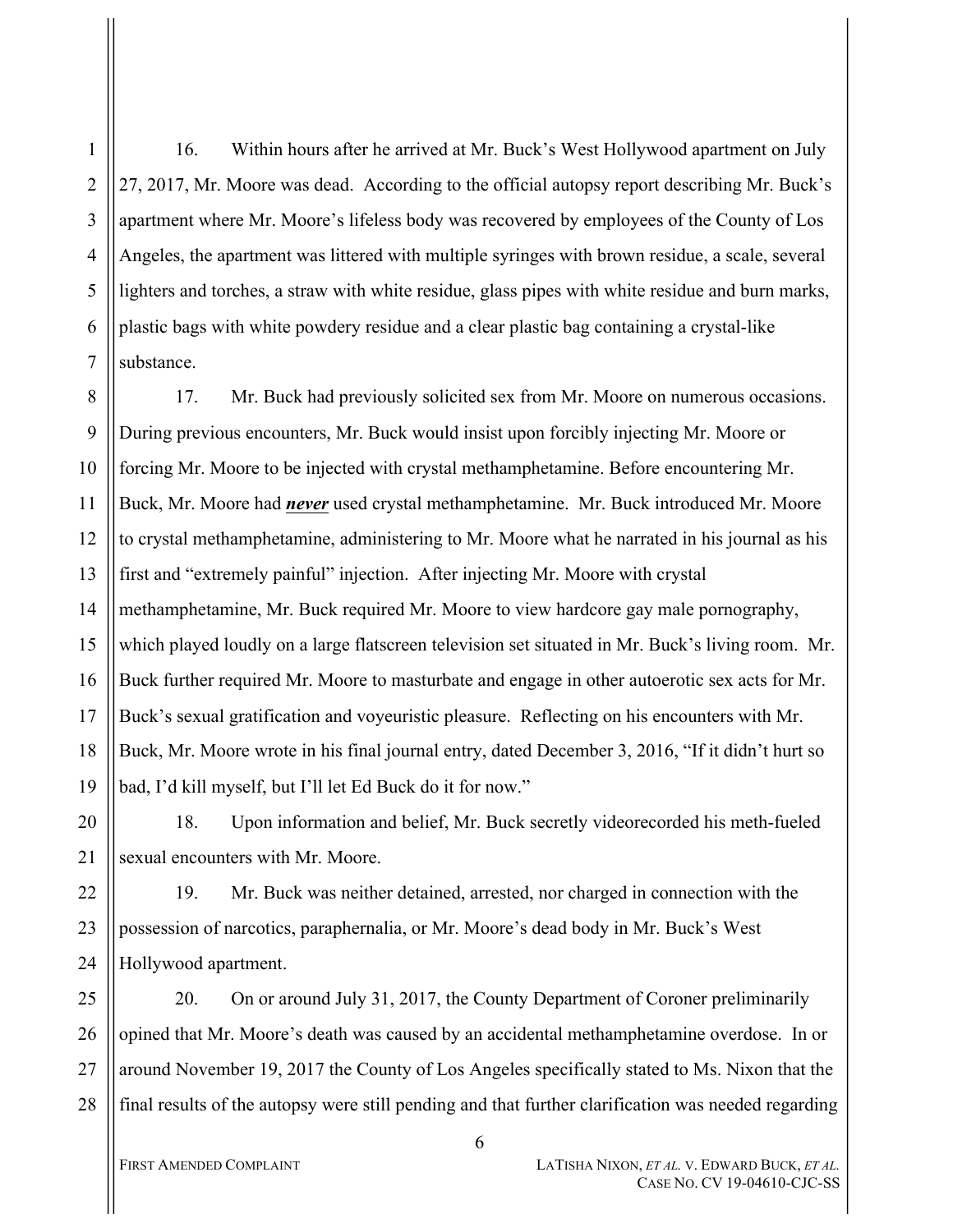16. Within hours after he arrived at Mr. Buck's West Hollywood apartment on July 27, 2017, Mr. Moore was dead. According to the official autopsy report describing Mr. Buck's apartment where Mr. Moore's lifeless body was recovered by employees of the County of Los Angeles, the apartment was littered with multiple syringes with brown residue, a scale, several lighters and torches, a straw with white residue, glass pipes with white residue and burn marks, plastic bags with white powdery residue and a clear plastic bag containing a crystal-like substance.

17. Mr. Buck had previously solicited sex from Mr. Moore on numerous occasions. During previous encounters, Mr. Buck would insist upon forcibly injecting Mr. Moore or forcing Mr. Moore to be injected with crystal methamphetamine. Before encountering Mr. Buck, Mr. Moore had ***never*** used crystal methamphetamine. Mr. Buck introduced Mr. Moore to crystal methamphetamine, administering to Mr. Moore what he narrated in his journal as his first and "extremely painful" injection. After injecting Mr. Moore with crystal methamphetamine, Mr. Buck required Mr. Moore to view hardcore gay male pornography, which played loudly on a large flatscreen television set situated in Mr. Buck's living room. Mr. Buck further required Mr. Moore to masturbate and engage in other autoerotic sex acts for Mr. Buck's sexual gratification and voyeuristic pleasure. Reflecting on his encounters with Mr. Buck, Mr. Moore wrote in his final journal entry, dated December 3, 2016, "If it didn't hurt so bad, I'd kill myself, but I'll let Ed Buck do it for now."

18. Upon information and belief, Mr. Buck secretly videorecorded his meth-fueled sexual encounters with Mr. Moore.

19. Mr. Buck was neither detained, arrested, nor charged in connection with the possession of narcotics, paraphernalia, or Mr. Moore's dead body in Mr. Buck's West Hollywood apartment.

20. On or around July 31, 2017, the County Department of Coroner preliminarily opined that Mr. Moore's death was caused by an accidental methamphetamine overdose. In or around November 19, 2017 the County of Los Angeles specifically stated to Ms. Nixon that the final results of the autopsy were still pending and that further clarification was needed regarding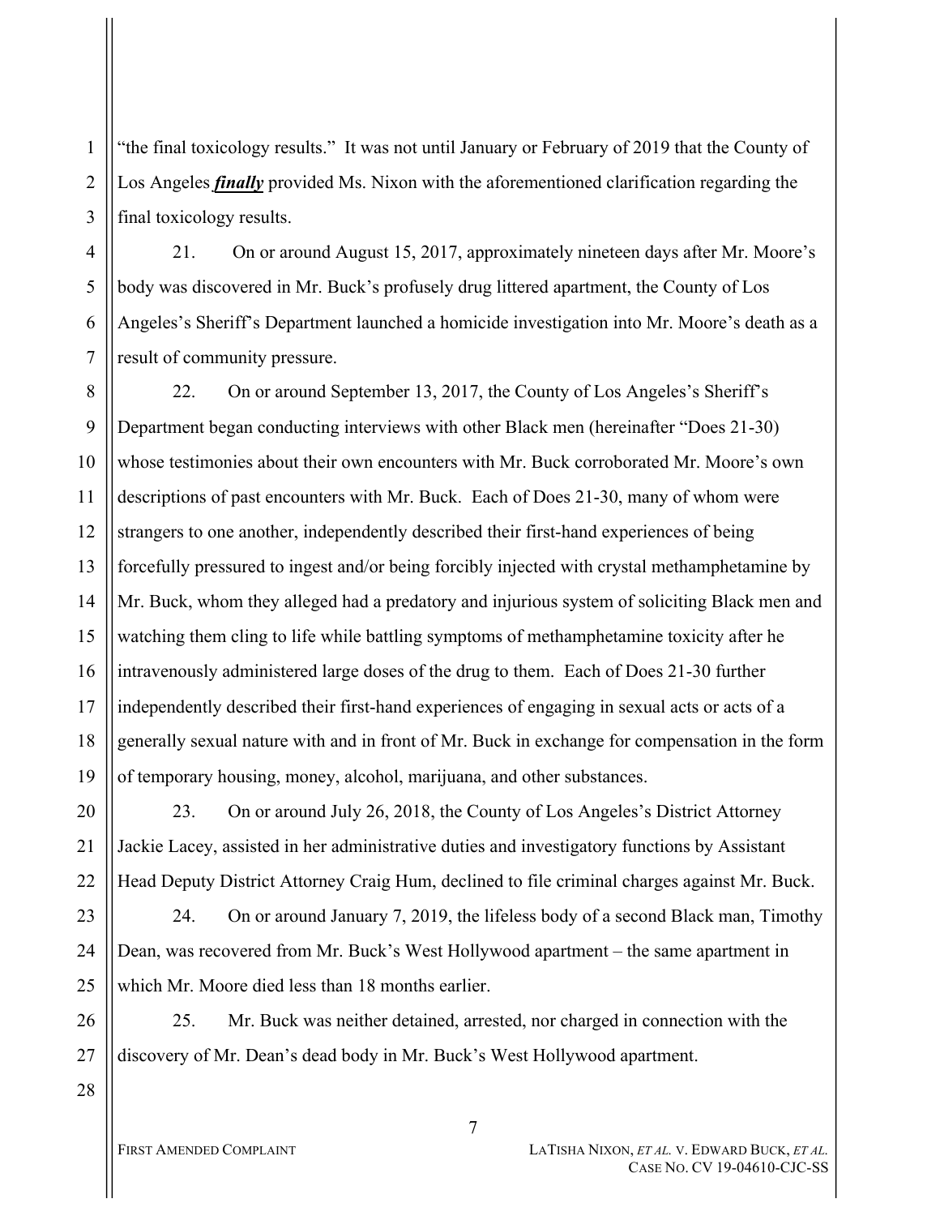"the final toxicology results." It was not until January or February of 2019 that the County of Los Angeles ***finally*** provided Ms. Nixon with the aforementioned clarification regarding the final toxicology results.

21. On or around August 15, 2017, approximately nineteen days after Mr. Moore's body was discovered in Mr. Buck's profusely drug littered apartment, the County of Los Angeles's Sheriff's Department launched a homicide investigation into Mr. Moore's death as a result of community pressure.

22. On or around September 13, 2017, the County of Los Angeles's Sheriff's Department began conducting interviews with other Black men (hereinafter "Does 21-30) whose testimonies about their own encounters with Mr. Buck corroborated Mr. Moore's own descriptions of past encounters with Mr. Buck. Each of Does 21-30, many of whom were strangers to one another, independently described their first-hand experiences of being forcefully pressured to ingest and/or being forcibly injected with crystal methamphetamine by Mr. Buck, whom they alleged had a predatory and injurious system of soliciting Black men and watching them cling to life while battling symptoms of methamphetamine toxicity after he intravenously administered large doses of the drug to them. Each of Does 21-30 further independently described their first-hand experiences of engaging in sexual acts or acts of a generally sexual nature with and in front of Mr. Buck in exchange for compensation in the form of temporary housing, money, alcohol, marijuana, and other substances.

23. On or around July 26, 2018, the County of Los Angeles's District Attorney Jackie Lacey, assisted in her administrative duties and investigatory functions by Assistant Head Deputy District Attorney Craig Hum, declined to file criminal charges against Mr. Buck.

24. On or around January 7, 2019, the lifeless body of a second Black man, Timothy Dean, was recovered from Mr. Buck's West Hollywood apartment – the same apartment in which Mr. Moore died less than 18 months earlier.

25. Mr. Buck was neither detained, arrested, nor charged in connection with the discovery of Mr. Dean's dead body in Mr. Buck's West Hollywood apartment.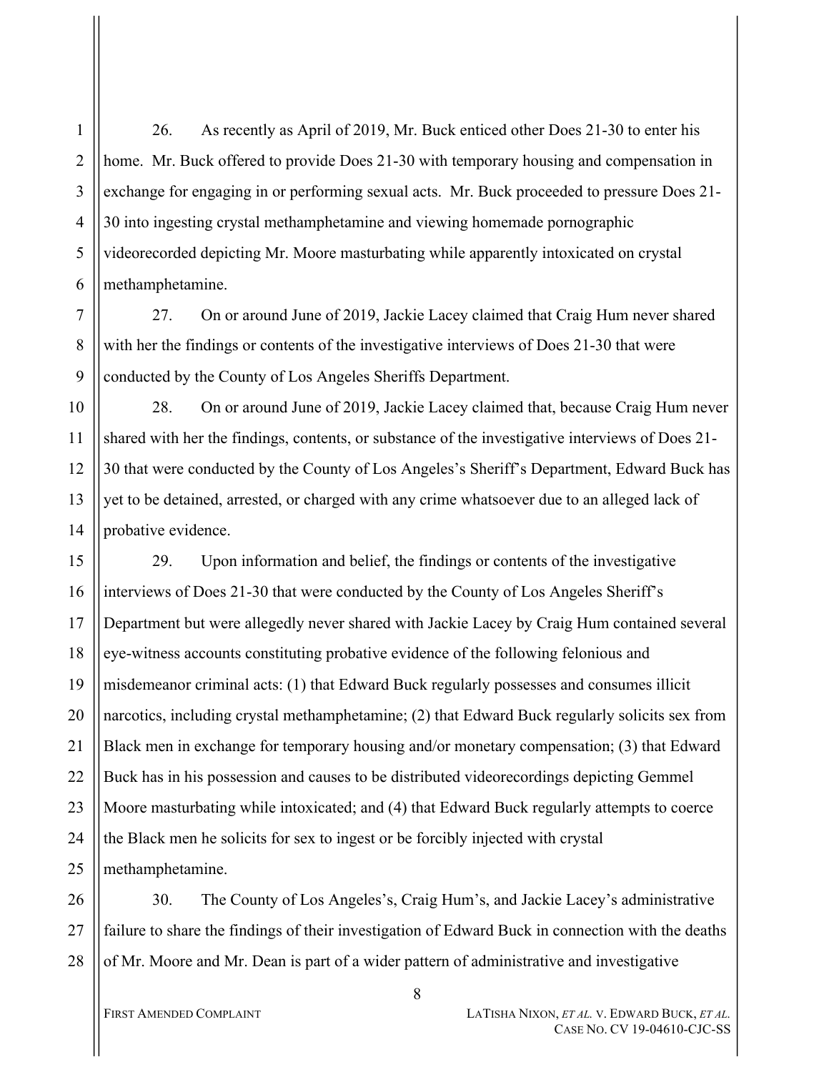26. As recently as April of 2019, Mr. Buck enticed other Does 21-30 to enter his home. Mr. Buck offered to provide Does 21-30 with temporary housing and compensation in exchange for engaging in or performing sexual acts. Mr. Buck proceeded to pressure Does 21-30 into ingesting crystal methamphetamine and viewing homemade pornographic videorecorded depicting Mr. Moore masturbating while apparently intoxicated on crystal methamphetamine.

27. On or around June of 2019, Jackie Lacey claimed that Craig Hum never shared with her the findings or contents of the investigative interviews of Does 21-30 that were conducted by the County of Los Angeles Sheriffs Department.

28. On or around June of 2019, Jackie Lacey claimed that, because Craig Hum never shared with her the findings, contents, or substance of the investigative interviews of Does 21-30 that were conducted by the County of Los Angeles's Sheriff's Department, Edward Buck has yet to be detained, arrested, or charged with any crime whatsoever due to an alleged lack of probative evidence.

29. Upon information and belief, the findings or contents of the investigative interviews of Does 21-30 that were conducted by the County of Los Angeles Sheriff's Department but were allegedly never shared with Jackie Lacey by Craig Hum contained several eye-witness accounts constituting probative evidence of the following felonious and misdemeanor criminal acts: (1) that Edward Buck regularly possesses and consumes illicit narcotics, including crystal methamphetamine; (2) that Edward Buck regularly solicits sex from Black men in exchange for temporary housing and/or monetary compensation; (3) that Edward Buck has in his possession and causes to be distributed videorecordings depicting Gemmel Moore masturbating while intoxicated; and (4) that Edward Buck regularly attempts to coerce the Black men he solicits for sex to ingest or be forcibly injected with crystal methamphetamine.

30. The County of Los Angeles's, Craig Hum's, and Jackie Lacey's administrative failure to share the findings of their investigation of Edward Buck in connection with the deaths of Mr. Moore and Mr. Dean is part of a wider pattern of administrative and investigative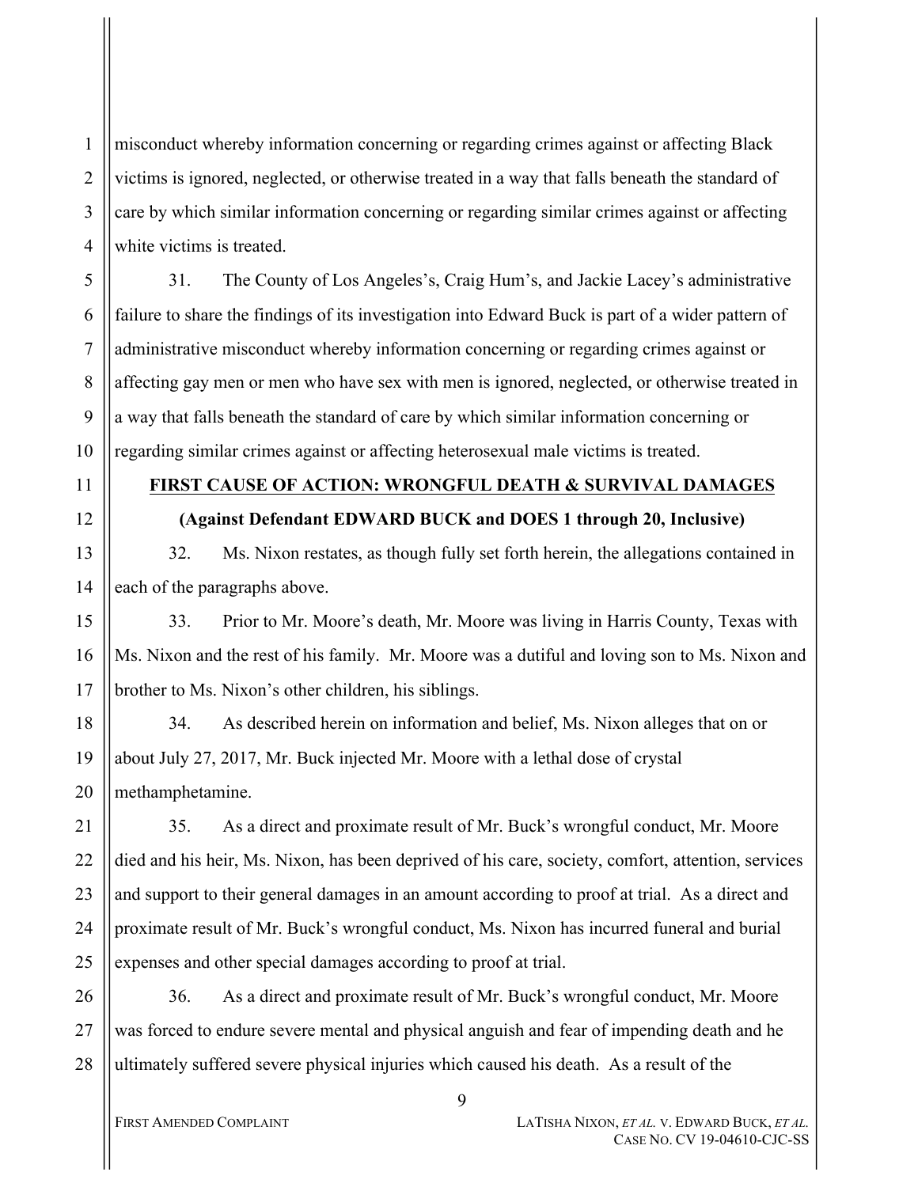misconduct whereby information concerning or regarding crimes against or affecting Black victims is ignored, neglected, or otherwise treated in a way that falls beneath the standard of care by which similar information concerning or regarding similar crimes against or affecting white victims is treated.

31. The County of Los Angeles's, Craig Hum's, and Jackie Lacey's administrative failure to share the findings of its investigation into Edward Buck is part of a wider pattern of administrative misconduct whereby information concerning or regarding crimes against or affecting gay men or men who have sex with men is ignored, neglected, or otherwise treated in a way that falls beneath the standard of care by which similar information concerning or regarding similar crimes against or affecting heterosexual male victims is treated.

## FIRST CAUSE OF ACTION: WRONGFUL DEATH & SURVIVAL DAMAGES

**(Against Defendant EDWARD BUCK and DOES 1 through 20, Inclusive)**

32. Ms. Nixon restates, as though fully set forth herein, the allegations contained in each of the paragraphs above.

33. Prior to Mr. Moore's death, Mr. Moore was living in Harris County, Texas with Ms. Nixon and the rest of his family. Mr. Moore was a dutiful and loving son to Ms. Nixon and brother to Ms. Nixon's other children, his siblings.

34. As described herein on information and belief, Ms. Nixon alleges that on or about July 27, 2017, Mr. Buck injected Mr. Moore with a lethal dose of crystal methamphetamine.

35. As a direct and proximate result of Mr. Buck's wrongful conduct, Mr. Moore died and his heir, Ms. Nixon, has been deprived of his care, society, comfort, attention, services and support to their general damages in an amount according to proof at trial. As a direct and proximate result of Mr. Buck's wrongful conduct, Ms. Nixon has incurred funeral and burial expenses and other special damages according to proof at trial.

36. As a direct and proximate result of Mr. Buck's wrongful conduct, Mr. Moore was forced to endure severe mental and physical anguish and fear of impending death and he ultimately suffered severe physical injuries which caused his death. As a result of the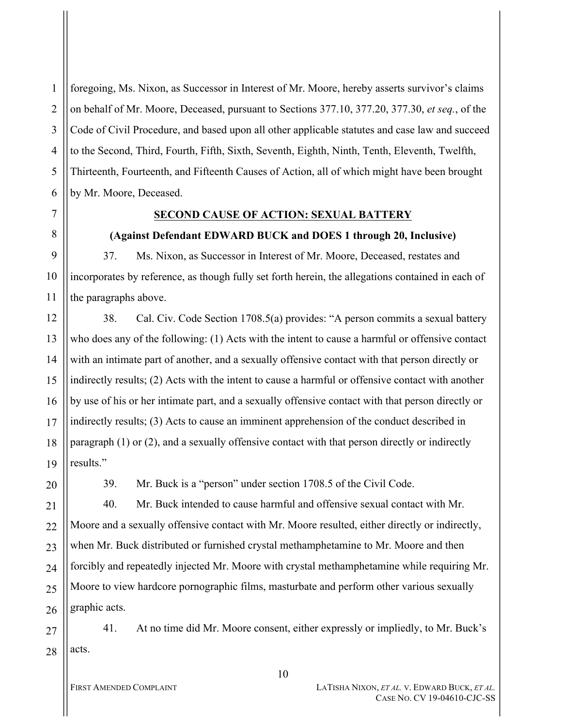foregoing, Ms. Nixon, as Successor in Interest of Mr. Moore, hereby asserts survivor's claims on behalf of Mr. Moore, Deceased, pursuant to Sections 377.10, 377.20, 377.30, *et seq.*, of the Code of Civil Procedure, and based upon all other applicable statutes and case law and succeed to the Second, Third, Fourth, Fifth, Sixth, Seventh, Eighth, Ninth, Tenth, Eleventh, Twelfth, Thirteenth, Fourteenth, and Fifteenth Causes of Action, all of which might have been brought by Mr. Moore, Deceased.

**SECOND CAUSE OF ACTION: SEXUAL BATTERY**

**(Against Defendant EDWARD BUCK and DOES 1 through 20, Inclusive)**

37. Ms. Nixon, as Successor in Interest of Mr. Moore, Deceased, restates and incorporates by reference, as though fully set forth herein, the allegations contained in each of the paragraphs above.

38. Cal. Civ. Code Section 1708.5(a) provides: "A person commits a sexual battery who does any of the following: (1) Acts with the intent to cause a harmful or offensive contact with an intimate part of another, and a sexually offensive contact with that person directly or indirectly results; (2) Acts with the intent to cause a harmful or offensive contact with another by use of his or her intimate part, and a sexually offensive contact with that person directly or indirectly results; (3) Acts to cause an imminent apprehension of the conduct described in paragraph (1) or (2), and a sexually offensive contact with that person directly or indirectly results."

39. Mr. Buck is a "person" under section 1708.5 of the Civil Code.

40. Mr. Buck intended to cause harmful and offensive sexual contact with Mr. Moore and a sexually offensive contact with Mr. Moore resulted, either directly or indirectly, when Mr. Buck distributed or furnished crystal methamphetamine to Mr. Moore and then forcibly and repeatedly injected Mr. Moore with crystal methamphetamine while requiring Mr. Moore to view hardcore pornographic films, masturbate and perform other various sexually graphic acts.

41. At no time did Mr. Moore consent, either expressly or impliedly, to Mr. Buck's acts.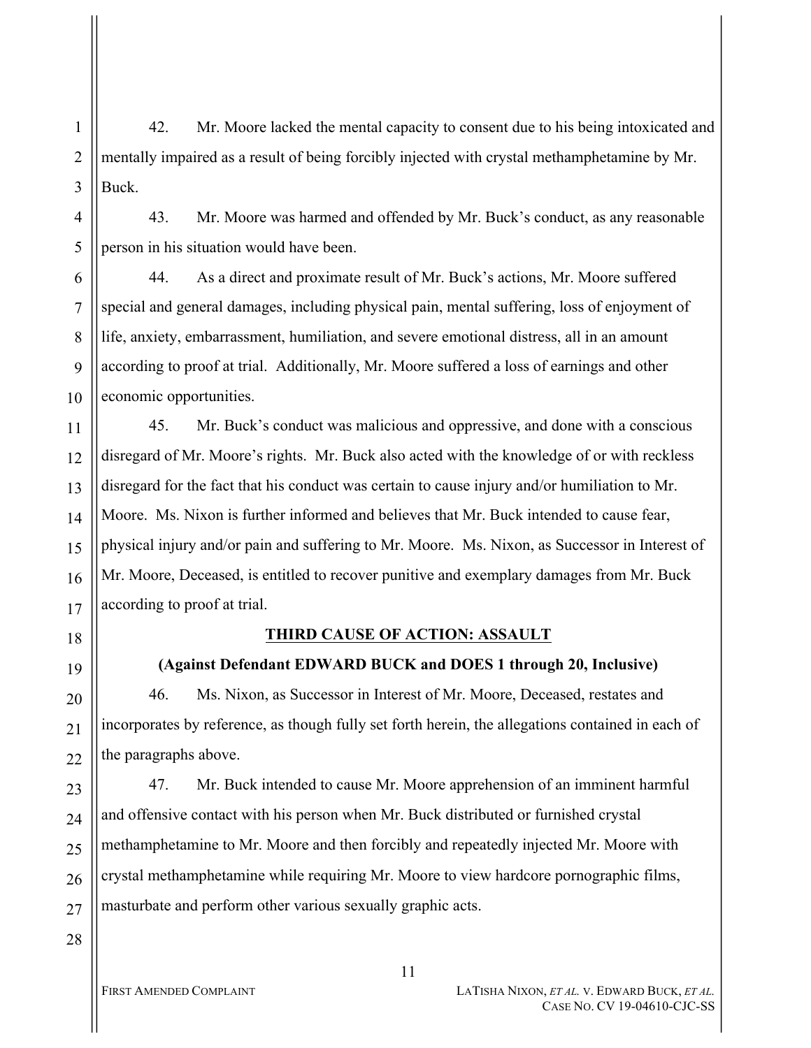42. Mr. Moore lacked the mental capacity to consent due to his being intoxicated and mentally impaired as a result of being forcibly injected with crystal methamphetamine by Mr. Buck.

43. Mr. Moore was harmed and offended by Mr. Buck's conduct, as any reasonable person in his situation would have been.

44. As a direct and proximate result of Mr. Buck's actions, Mr. Moore suffered special and general damages, including physical pain, mental suffering, loss of enjoyment of life, anxiety, embarrassment, humiliation, and severe emotional distress, all in an amount according to proof at trial. Additionally, Mr. Moore suffered a loss of earnings and other economic opportunities.

45. Mr. Buck's conduct was malicious and oppressive, and done with a conscious disregard of Mr. Moore's rights. Mr. Buck also acted with the knowledge of or with reckless disregard for the fact that his conduct was certain to cause injury and/or humiliation to Mr. Moore. Ms. Nixon is further informed and believes that Mr. Buck intended to cause fear, physical injury and/or pain and suffering to Mr. Moore. Ms. Nixon, as Successor in Interest of Mr. Moore, Deceased, is entitled to recover punitive and exemplary damages from Mr. Buck according to proof at trial.

## THIRD CAUSE OF ACTION: ASSAULT

**(Against Defendant EDWARD BUCK and DOES 1 through 20, Inclusive)**

46. Ms. Nixon, as Successor in Interest of Mr. Moore, Deceased, restates and incorporates by reference, as though fully set forth herein, the allegations contained in each of the paragraphs above.

47. Mr. Buck intended to cause Mr. Moore apprehension of an imminent harmful and offensive contact with his person when Mr. Buck distributed or furnished crystal methamphetamine to Mr. Moore and then forcibly and repeatedly injected Mr. Moore with crystal methamphetamine while requiring Mr. Moore to view hardcore pornographic films, masturbate and perform other various sexually graphic acts.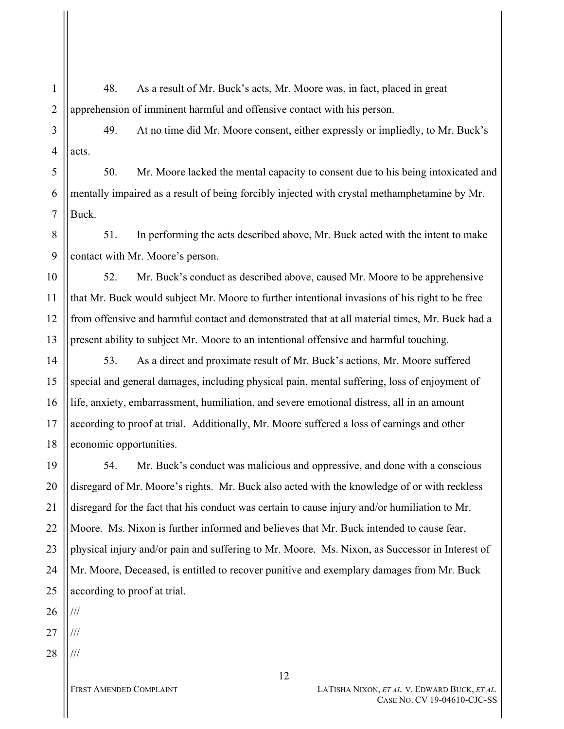48. As a result of Mr. Buck's acts, Mr. Moore was, in fact, placed in great apprehension of imminent harmful and offensive contact with his person.

49. At no time did Mr. Moore consent, either expressly or impliedly, to Mr. Buck's acts.

50. Mr. Moore lacked the mental capacity to consent due to his being intoxicated and mentally impaired as a result of being forcibly injected with crystal methamphetamine by Mr. Buck.

51. In performing the acts described above, Mr. Buck acted with the intent to make contact with Mr. Moore's person.

52. Mr. Buck's conduct as described above, caused Mr. Moore to be apprehensive that Mr. Buck would subject Mr. Moore to further intentional invasions of his right to be free from offensive and harmful contact and demonstrated that at all material times, Mr. Buck had a present ability to subject Mr. Moore to an intentional offensive and harmful touching.

53. As a direct and proximate result of Mr. Buck's actions, Mr. Moore suffered special and general damages, including physical pain, mental suffering, loss of enjoyment of life, anxiety, embarrassment, humiliation, and severe emotional distress, all in an amount according to proof at trial. Additionally, Mr. Moore suffered a loss of earnings and other economic opportunities.

54. Mr. Buck's conduct was malicious and oppressive, and done with a conscious disregard of Mr. Moore's rights. Mr. Buck also acted with the knowledge of or with reckless disregard for the fact that his conduct was certain to cause injury and/or humiliation to Mr. Moore. Ms. Nixon is further informed and believes that Mr. Buck intended to cause fear, physical injury and/or pain and suffering to Mr. Moore. Ms. Nixon, as Successor in Interest of Mr. Moore, Deceased, is entitled to recover punitive and exemplary damages from Mr. Buck according to proof at trial.

///

///

///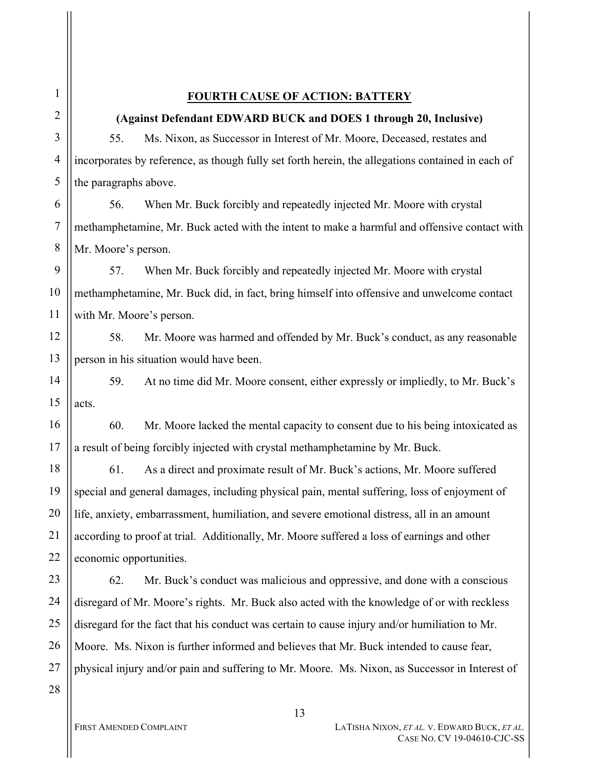## FOURTH CAUSE OF ACTION: BATTERY

**(Against Defendant EDWARD BUCK and DOES 1 through 20, Inclusive)**

55. Ms. Nixon, as Successor in Interest of Mr. Moore, Deceased, restates and incorporates by reference, as though fully set forth herein, the allegations contained in each of the paragraphs above.

56. When Mr. Buck forcibly and repeatedly injected Mr. Moore with crystal methamphetamine, Mr. Buck acted with the intent to make a harmful and offensive contact with Mr. Moore's person.

57. When Mr. Buck forcibly and repeatedly injected Mr. Moore with crystal methamphetamine, Mr. Buck did, in fact, bring himself into offensive and unwelcome contact with Mr. Moore's person.

58. Mr. Moore was harmed and offended by Mr. Buck's conduct, as any reasonable person in his situation would have been.

59. At no time did Mr. Moore consent, either expressly or impliedly, to Mr. Buck's acts.

60. Mr. Moore lacked the mental capacity to consent due to his being intoxicated as a result of being forcibly injected with crystal methamphetamine by Mr. Buck.

61. As a direct and proximate result of Mr. Buck's actions, Mr. Moore suffered special and general damages, including physical pain, mental suffering, loss of enjoyment of life, anxiety, embarrassment, humiliation, and severe emotional distress, all in an amount according to proof at trial. Additionally, Mr. Moore suffered a loss of earnings and other economic opportunities.

62. Mr. Buck's conduct was malicious and oppressive, and done with a conscious disregard of Mr. Moore's rights. Mr. Buck also acted with the knowledge of or with reckless disregard for the fact that his conduct was certain to cause injury and/or humiliation to Mr. Moore. Ms. Nixon is further informed and believes that Mr. Buck intended to cause fear, physical injury and/or pain and suffering to Mr. Moore. Ms. Nixon, as Successor in Interest of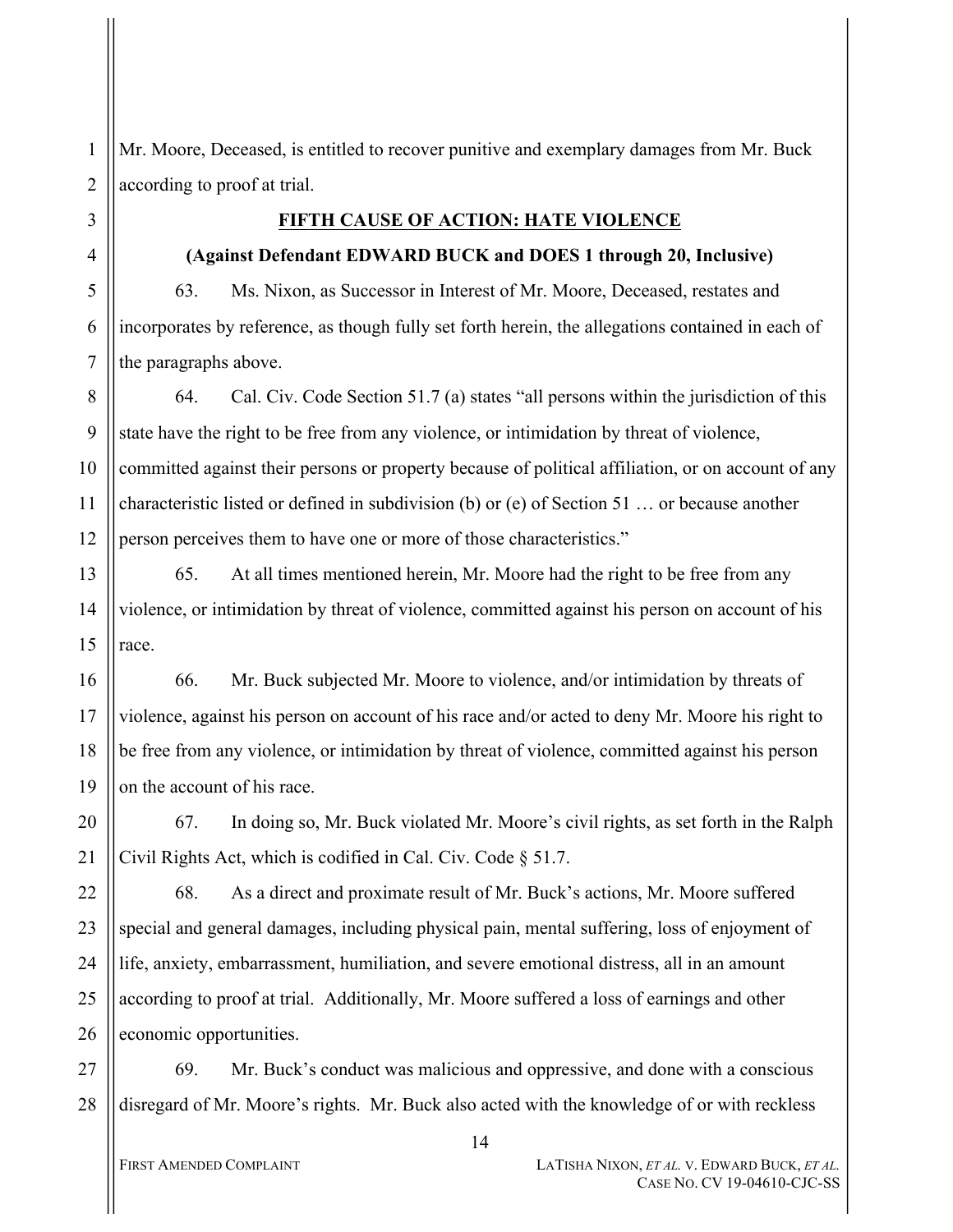Mr. Moore, Deceased, is entitled to recover punitive and exemplary damages from Mr. Buck according to proof at trial.

**FIFTH CAUSE OF ACTION: HATE VIOLENCE**

**(Against Defendant EDWARD BUCK and DOES 1 through 20, Inclusive)**

63. Ms. Nixon, as Successor in Interest of Mr. Moore, Deceased, restates and incorporates by reference, as though fully set forth herein, the allegations contained in each of the paragraphs above.

64. Cal. Civ. Code Section 51.7 (a) states "all persons within the jurisdiction of this state have the right to be free from any violence, or intimidation by threat of violence, committed against their persons or property because of political affiliation, or on account of any characteristic listed or defined in subdivision (b) or (e) of Section 51 … or because another person perceives them to have one or more of those characteristics."

65. At all times mentioned herein, Mr. Moore had the right to be free from any violence, or intimidation by threat of violence, committed against his person on account of his race.

66. Mr. Buck subjected Mr. Moore to violence, and/or intimidation by threats of violence, against his person on account of his race and/or acted to deny Mr. Moore his right to be free from any violence, or intimidation by threat of violence, committed against his person on the account of his race.

67. In doing so, Mr. Buck violated Mr. Moore's civil rights, as set forth in the Ralph Civil Rights Act, which is codified in Cal. Civ. Code § 51.7.

68. As a direct and proximate result of Mr. Buck's actions, Mr. Moore suffered special and general damages, including physical pain, mental suffering, loss of enjoyment of life, anxiety, embarrassment, humiliation, and severe emotional distress, all in an amount according to proof at trial. Additionally, Mr. Moore suffered a loss of earnings and other economic opportunities.

69. Mr. Buck's conduct was malicious and oppressive, and done with a conscious disregard of Mr. Moore's rights. Mr. Buck also acted with the knowledge of or with reckless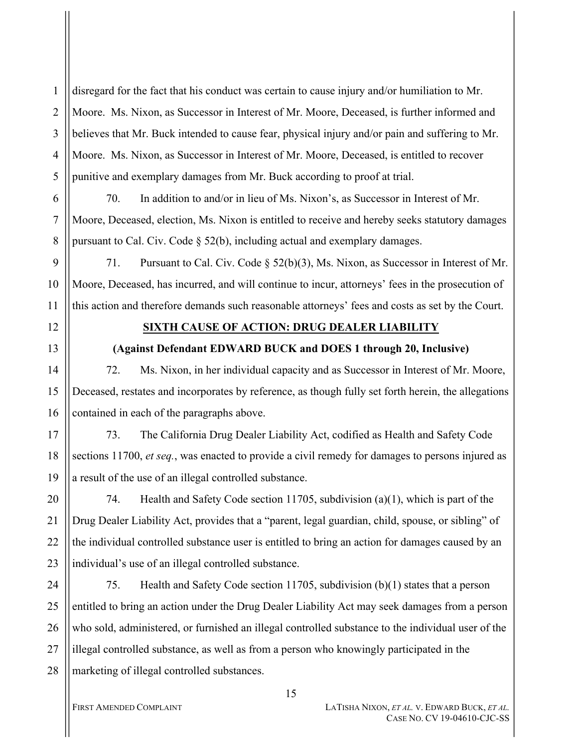disregard for the fact that his conduct was certain to cause injury and/or humiliation to Mr. Moore. Ms. Nixon, as Successor in Interest of Mr. Moore, Deceased, is further informed and believes that Mr. Buck intended to cause fear, physical injury and/or pain and suffering to Mr. Moore. Ms. Nixon, as Successor in Interest of Mr. Moore, Deceased, is entitled to recover punitive and exemplary damages from Mr. Buck according to proof at trial.

70. In addition to and/or in lieu of Ms. Nixon's, as Successor in Interest of Mr. Moore, Deceased, election, Ms. Nixon is entitled to receive and hereby seeks statutory damages pursuant to Cal. Civ. Code § 52(b), including actual and exemplary damages.

71. Pursuant to Cal. Civ. Code § 52(b)(3), Ms. Nixon, as Successor in Interest of Mr. Moore, Deceased, has incurred, and will continue to incur, attorneys' fees in the prosecution of this action and therefore demands such reasonable attorneys' fees and costs as set by the Court.

## SIXTH CAUSE OF ACTION: DRUG DEALER LIABILITY

**(Against Defendant EDWARD BUCK and DOES 1 through 20, Inclusive)**

72. Ms. Nixon, in her individual capacity and as Successor in Interest of Mr. Moore, Deceased, restates and incorporates by reference, as though fully set forth herein, the allegations contained in each of the paragraphs above.

73. The California Drug Dealer Liability Act, codified as Health and Safety Code sections 11700, *et seq.*, was enacted to provide a civil remedy for damages to persons injured as a result of the use of an illegal controlled substance.

74. Health and Safety Code section 11705, subdivision (a)(1), which is part of the Drug Dealer Liability Act, provides that a "parent, legal guardian, child, spouse, or sibling" of the individual controlled substance user is entitled to bring an action for damages caused by an individual's use of an illegal controlled substance.

75. Health and Safety Code section 11705, subdivision (b)(1) states that a person entitled to bring an action under the Drug Dealer Liability Act may seek damages from a person who sold, administered, or furnished an illegal controlled substance to the individual user of the illegal controlled substance, as well as from a person who knowingly participated in the marketing of illegal controlled substances.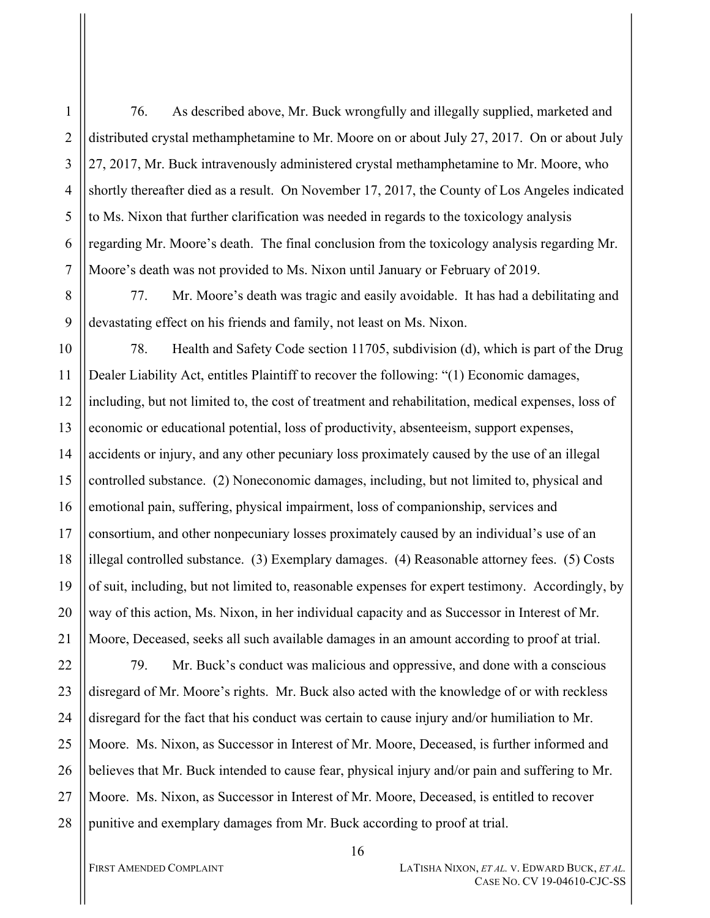76. As described above, Mr. Buck wrongfully and illegally supplied, marketed and distributed crystal methamphetamine to Mr. Moore on or about July 27, 2017. On or about July 27, 2017, Mr. Buck intravenously administered crystal methamphetamine to Mr. Moore, who shortly thereafter died as a result. On November 17, 2017, the County of Los Angeles indicated to Ms. Nixon that further clarification was needed in regards to the toxicology analysis regarding Mr. Moore's death. The final conclusion from the toxicology analysis regarding Mr. Moore's death was not provided to Ms. Nixon until January or February of 2019.

77. Mr. Moore's death was tragic and easily avoidable. It has had a debilitating and devastating effect on his friends and family, not least on Ms. Nixon.

78. Health and Safety Code section 11705, subdivision (d), which is part of the Drug Dealer Liability Act, entitles Plaintiff to recover the following: "(1) Economic damages, including, but not limited to, the cost of treatment and rehabilitation, medical expenses, loss of economic or educational potential, loss of productivity, absenteeism, support expenses, accidents or injury, and any other pecuniary loss proximately caused by the use of an illegal controlled substance. (2) Noneconomic damages, including, but not limited to, physical and emotional pain, suffering, physical impairment, loss of companionship, services and consortium, and other nonpecuniary losses proximately caused by an individual's use of an illegal controlled substance. (3) Exemplary damages. (4) Reasonable attorney fees. (5) Costs of suit, including, but not limited to, reasonable expenses for expert testimony. Accordingly, by way of this action, Ms. Nixon, in her individual capacity and as Successor in Interest of Mr. Moore, Deceased, seeks all such available damages in an amount according to proof at trial.

79. Mr. Buck's conduct was malicious and oppressive, and done with a conscious disregard of Mr. Moore's rights. Mr. Buck also acted with the knowledge of or with reckless disregard for the fact that his conduct was certain to cause injury and/or humiliation to Mr. Moore. Ms. Nixon, as Successor in Interest of Mr. Moore, Deceased, is further informed and believes that Mr. Buck intended to cause fear, physical injury and/or pain and suffering to Mr. Moore. Ms. Nixon, as Successor in Interest of Mr. Moore, Deceased, is entitled to recover punitive and exemplary damages from Mr. Buck according to proof at trial.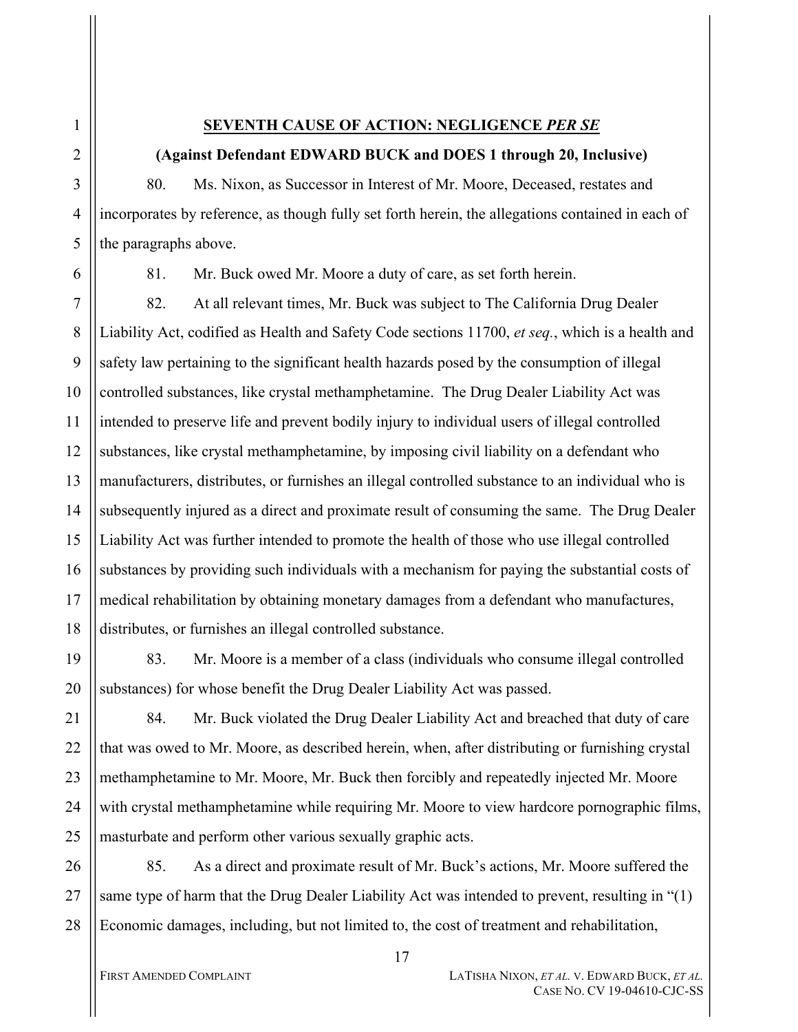**SEVENTH CAUSE OF ACTION: NEGLIGENCE *PER SE***

**(Against Defendant EDWARD BUCK and DOES 1 through 20, Inclusive)**

80. Ms. Nixon, as Successor in Interest of Mr. Moore, Deceased, restates and incorporates by reference, as though fully set forth herein, the allegations contained in each of the paragraphs above.

81. Mr. Buck owed Mr. Moore a duty of care, as set forth herein.

82. At all relevant times, Mr. Buck was subject to The California Drug Dealer Liability Act, codified as Health and Safety Code sections 11700, *et seq.*, which is a health and safety law pertaining to the significant health hazards posed by the consumption of illegal controlled substances, like crystal methamphetamine. The Drug Dealer Liability Act was intended to preserve life and prevent bodily injury to individual users of illegal controlled substances, like crystal methamphetamine, by imposing civil liability on a defendant who manufacturers, distributes, or furnishes an illegal controlled substance to an individual who is subsequently injured as a direct and proximate result of consuming the same. The Drug Dealer Liability Act was further intended to promote the health of those who use illegal controlled substances by providing such individuals with a mechanism for paying the substantial costs of medical rehabilitation by obtaining monetary damages from a defendant who manufactures, distributes, or furnishes an illegal controlled substance.

83. Mr. Moore is a member of a class (individuals who consume illegal controlled substances) for whose benefit the Drug Dealer Liability Act was passed.

84. Mr. Buck violated the Drug Dealer Liability Act and breached that duty of care that was owed to Mr. Moore, as described herein, when, after distributing or furnishing crystal methamphetamine to Mr. Moore, Mr. Buck then forcibly and repeatedly injected Mr. Moore with crystal methamphetamine while requiring Mr. Moore to view hardcore pornographic films, masturbate and perform other various sexually graphic acts.

85. As a direct and proximate result of Mr. Buck's actions, Mr. Moore suffered the same type of harm that the Drug Dealer Liability Act was intended to prevent, resulting in "(1) Economic damages, including, but not limited to, the cost of treatment and rehabilitation,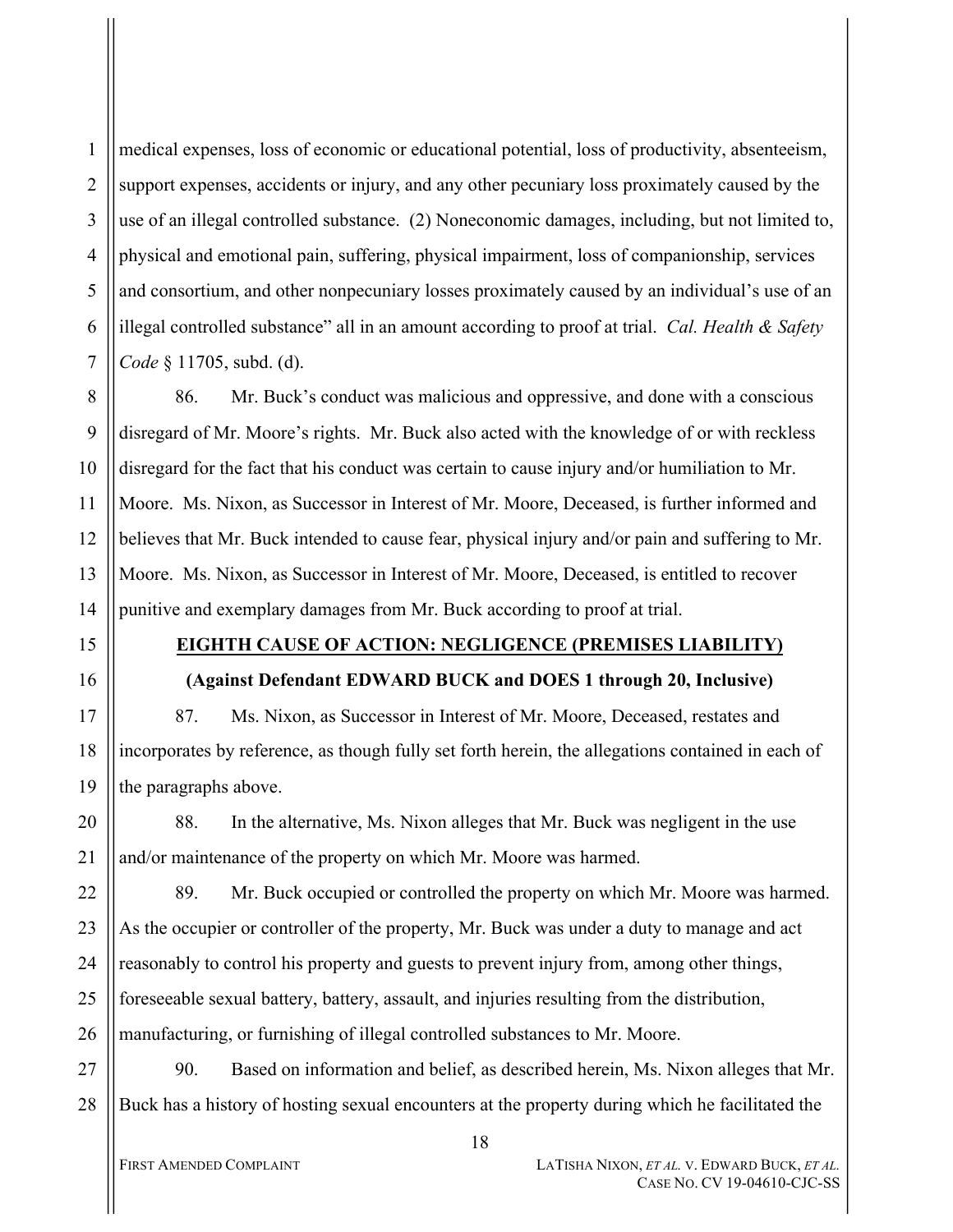medical expenses, loss of economic or educational potential, loss of productivity, absenteeism, support expenses, accidents or injury, and any other pecuniary loss proximately caused by the use of an illegal controlled substance. (2) Noneconomic damages, including, but not limited to, physical and emotional pain, suffering, physical impairment, loss of companionship, services and consortium, and other nonpecuniary losses proximately caused by an individual's use of an illegal controlled substance" all in an amount according to proof at trial. *Cal. Health & Safety Code* § 11705, subd. (d).

86. Mr. Buck's conduct was malicious and oppressive, and done with a conscious disregard of Mr. Moore's rights. Mr. Buck also acted with the knowledge of or with reckless disregard for the fact that his conduct was certain to cause injury and/or humiliation to Mr. Moore. Ms. Nixon, as Successor in Interest of Mr. Moore, Deceased, is further informed and believes that Mr. Buck intended to cause fear, physical injury and/or pain and suffering to Mr. Moore. Ms. Nixon, as Successor in Interest of Mr. Moore, Deceased, is entitled to recover punitive and exemplary damages from Mr. Buck according to proof at trial.

## EIGHTH CAUSE OF ACTION: NEGLIGENCE (PREMISES LIABILITY)

**(Against Defendant EDWARD BUCK and DOES 1 through 20, Inclusive)**

87. Ms. Nixon, as Successor in Interest of Mr. Moore, Deceased, restates and incorporates by reference, as though fully set forth herein, the allegations contained in each of the paragraphs above.

88. In the alternative, Ms. Nixon alleges that Mr. Buck was negligent in the use and/or maintenance of the property on which Mr. Moore was harmed.

89. Mr. Buck occupied or controlled the property on which Mr. Moore was harmed. As the occupier or controller of the property, Mr. Buck was under a duty to manage and act reasonably to control his property and guests to prevent injury from, among other things, foreseeable sexual battery, battery, assault, and injuries resulting from the distribution, manufacturing, or furnishing of illegal controlled substances to Mr. Moore.

90. Based on information and belief, as described herein, Ms. Nixon alleges that Mr. Buck has a history of hosting sexual encounters at the property during which he facilitated the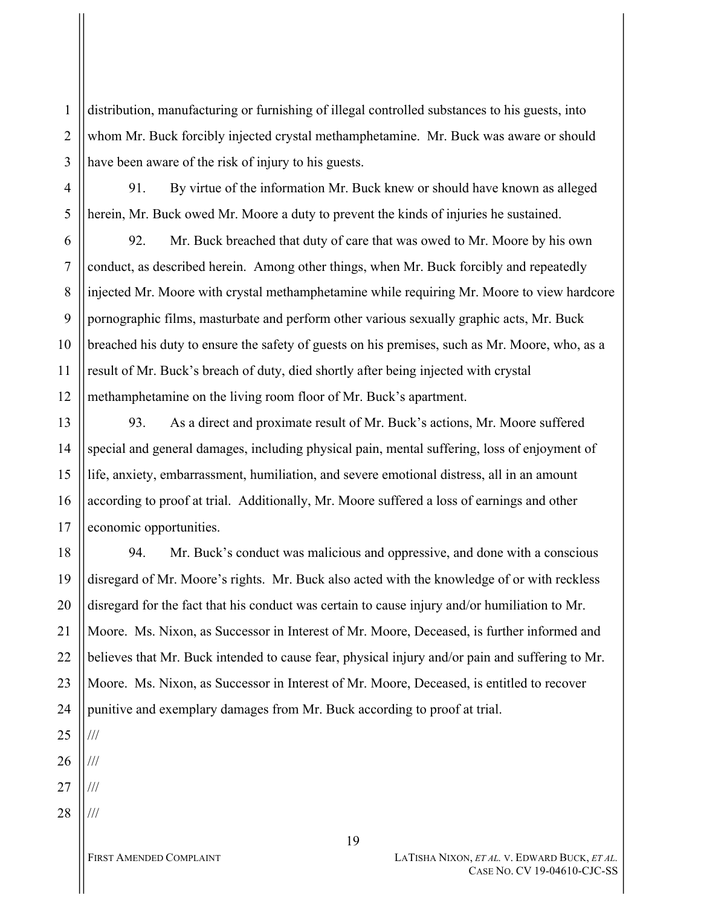distribution, manufacturing or furnishing of illegal controlled substances to his guests, into whom Mr. Buck forcibly injected crystal methamphetamine. Mr. Buck was aware or should have been aware of the risk of injury to his guests.

91. By virtue of the information Mr. Buck knew or should have known as alleged herein, Mr. Buck owed Mr. Moore a duty to prevent the kinds of injuries he sustained.

92. Mr. Buck breached that duty of care that was owed to Mr. Moore by his own conduct, as described herein. Among other things, when Mr. Buck forcibly and repeatedly injected Mr. Moore with crystal methamphetamine while requiring Mr. Moore to view hardcore pornographic films, masturbate and perform other various sexually graphic acts, Mr. Buck breached his duty to ensure the safety of guests on his premises, such as Mr. Moore, who, as a result of Mr. Buck's breach of duty, died shortly after being injected with crystal methamphetamine on the living room floor of Mr. Buck's apartment.

93. As a direct and proximate result of Mr. Buck's actions, Mr. Moore suffered special and general damages, including physical pain, mental suffering, loss of enjoyment of life, anxiety, embarrassment, humiliation, and severe emotional distress, all in an amount according to proof at trial. Additionally, Mr. Moore suffered a loss of earnings and other economic opportunities.

94. Mr. Buck's conduct was malicious and oppressive, and done with a conscious disregard of Mr. Moore's rights. Mr. Buck also acted with the knowledge of or with reckless disregard for the fact that his conduct was certain to cause injury and/or humiliation to Mr. Moore. Ms. Nixon, as Successor in Interest of Mr. Moore, Deceased, is further informed and believes that Mr. Buck intended to cause fear, physical injury and/or pain and suffering to Mr. Moore. Ms. Nixon, as Successor in Interest of Mr. Moore, Deceased, is entitled to recover punitive and exemplary damages from Mr. Buck according to proof at trial.

///

///

///

///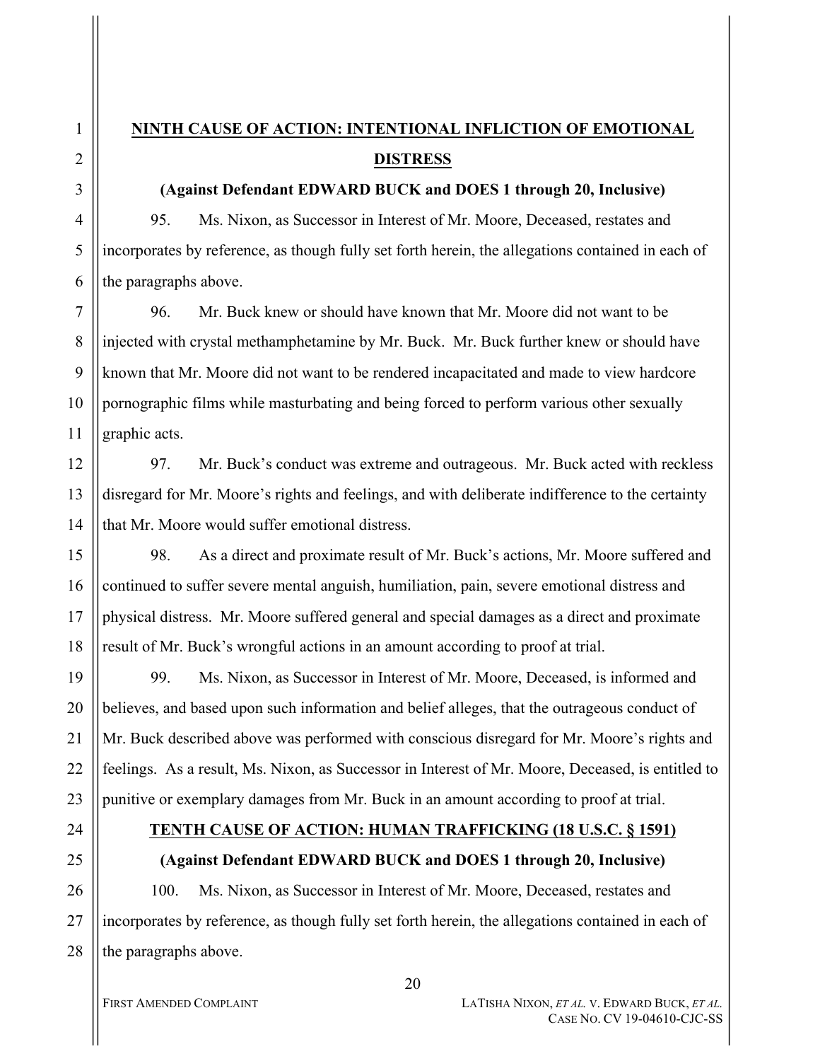## **NINTH CAUSE OF ACTION: INTENTIONAL INFLICTION OF EMOTIONAL DISTRESS**

**(Against Defendant EDWARD BUCK and DOES 1 through 20, Inclusive)**

95. Ms. Nixon, as Successor in Interest of Mr. Moore, Deceased, restates and incorporates by reference, as though fully set forth herein, the allegations contained in each of the paragraphs above.

96. Mr. Buck knew or should have known that Mr. Moore did not want to be injected with crystal methamphetamine by Mr. Buck. Mr. Buck further knew or should have known that Mr. Moore did not want to be rendered incapacitated and made to view hardcore pornographic films while masturbating and being forced to perform various other sexually graphic acts.

97. Mr. Buck's conduct was extreme and outrageous. Mr. Buck acted with reckless disregard for Mr. Moore's rights and feelings, and with deliberate indifference to the certainty that Mr. Moore would suffer emotional distress.

98. As a direct and proximate result of Mr. Buck's actions, Mr. Moore suffered and continued to suffer severe mental anguish, humiliation, pain, severe emotional distress and physical distress. Mr. Moore suffered general and special damages as a direct and proximate result of Mr. Buck's wrongful actions in an amount according to proof at trial.

99. Ms. Nixon, as Successor in Interest of Mr. Moore, Deceased, is informed and believes, and based upon such information and belief alleges, that the outrageous conduct of Mr. Buck described above was performed with conscious disregard for Mr. Moore's rights and feelings. As a result, Ms. Nixon, as Successor in Interest of Mr. Moore, Deceased, is entitled to punitive or exemplary damages from Mr. Buck in an amount according to proof at trial.

## **TENTH CAUSE OF ACTION: HUMAN TRAFFICKING (18 U.S.C. § 1591)**

**(Against Defendant EDWARD BUCK and DOES 1 through 20, Inclusive)**

100. Ms. Nixon, as Successor in Interest of Mr. Moore, Deceased, restates and incorporates by reference, as though fully set forth herein, the allegations contained in each of the paragraphs above.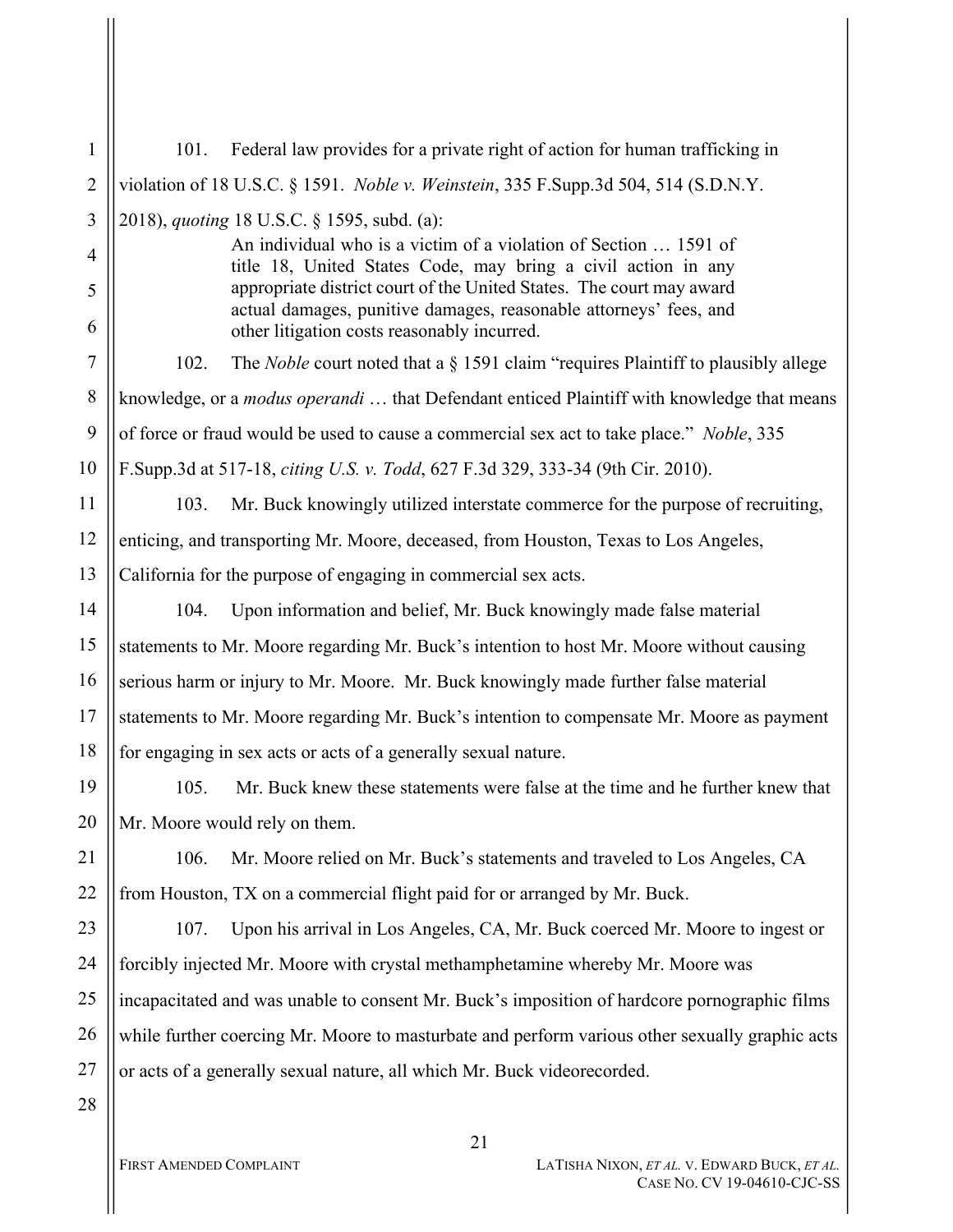101. Federal law provides for a private right of action for human trafficking in violation of 18 U.S.C. § 1591. *Noble v. Weinstein*, 335 F.Supp.3d 504, 514 (S.D.N.Y. 2018), *quoting* 18 U.S.C. § 1595, subd. (a):

> An individual who is a victim of a violation of Section … 1591 of title 18, United States Code, may bring a civil action in any appropriate district court of the United States. The court may award actual damages, punitive damages, reasonable attorneys' fees, and other litigation costs reasonably incurred.

102. The *Noble* court noted that a § 1591 claim "requires Plaintiff to plausibly allege knowledge, or a *modus operandi* … that Defendant enticed Plaintiff with knowledge that means of force or fraud would be used to cause a commercial sex act to take place." *Noble*, 335 F.Supp.3d at 517-18, *citing U.S. v. Todd*, 627 F.3d 329, 333-34 (9th Cir. 2010).

103. Mr. Buck knowingly utilized interstate commerce for the purpose of recruiting, enticing, and transporting Mr. Moore, deceased, from Houston, Texas to Los Angeles, California for the purpose of engaging in commercial sex acts.

104. Upon information and belief, Mr. Buck knowingly made false material statements to Mr. Moore regarding Mr. Buck's intention to host Mr. Moore without causing serious harm or injury to Mr. Moore. Mr. Buck knowingly made further false material statements to Mr. Moore regarding Mr. Buck's intention to compensate Mr. Moore as payment for engaging in sex acts or acts of a generally sexual nature.

105. Mr. Buck knew these statements were false at the time and he further knew that Mr. Moore would rely on them.

106. Mr. Moore relied on Mr. Buck's statements and traveled to Los Angeles, CA from Houston, TX on a commercial flight paid for or arranged by Mr. Buck.

107. Upon his arrival in Los Angeles, CA, Mr. Buck coerced Mr. Moore to ingest or forcibly injected Mr. Moore with crystal methamphetamine whereby Mr. Moore was incapacitated and was unable to consent Mr. Buck's imposition of hardcore pornographic films while further coercing Mr. Moore to masturbate and perform various other sexually graphic acts or acts of a generally sexual nature, all which Mr. Buck videorecorded.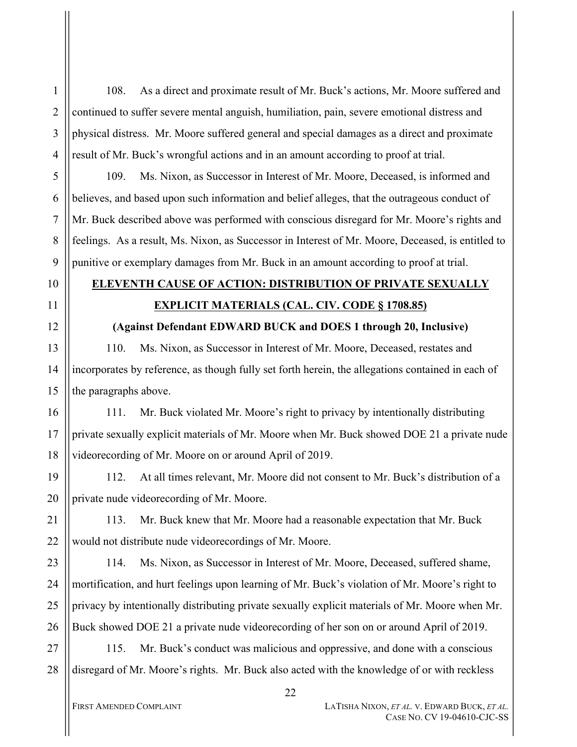108. As a direct and proximate result of Mr. Buck's actions, Mr. Moore suffered and continued to suffer severe mental anguish, humiliation, pain, severe emotional distress and physical distress. Mr. Moore suffered general and special damages as a direct and proximate result of Mr. Buck's wrongful actions and in an amount according to proof at trial.

109. Ms. Nixon, as Successor in Interest of Mr. Moore, Deceased, is informed and believes, and based upon such information and belief alleges, that the outrageous conduct of Mr. Buck described above was performed with conscious disregard for Mr. Moore's rights and feelings. As a result, Ms. Nixon, as Successor in Interest of Mr. Moore, Deceased, is entitled to punitive or exemplary damages from Mr. Buck in an amount according to proof at trial.

## ELEVENTH CAUSE OF ACTION: DISTRIBUTION OF PRIVATE SEXUALLY EXPLICIT MATERIALS (CAL. CIV. CODE § 1708.85)

**(Against Defendant EDWARD BUCK and DOES 1 through 20, Inclusive)**

110. Ms. Nixon, as Successor in Interest of Mr. Moore, Deceased, restates and incorporates by reference, as though fully set forth herein, the allegations contained in each of the paragraphs above.

111. Mr. Buck violated Mr. Moore's right to privacy by intentionally distributing private sexually explicit materials of Mr. Moore when Mr. Buck showed DOE 21 a private nude videorecording of Mr. Moore on or around April of 2019.

112. At all times relevant, Mr. Moore did not consent to Mr. Buck's distribution of a private nude videorecording of Mr. Moore.

113. Mr. Buck knew that Mr. Moore had a reasonable expectation that Mr. Buck would not distribute nude videorecordings of Mr. Moore.

114. Ms. Nixon, as Successor in Interest of Mr. Moore, Deceased, suffered shame, mortification, and hurt feelings upon learning of Mr. Buck's violation of Mr. Moore's right to privacy by intentionally distributing private sexually explicit materials of Mr. Moore when Mr. Buck showed DOE 21 a private nude videorecording of her son on or around April of 2019.

115. Mr. Buck's conduct was malicious and oppressive, and done with a conscious disregard of Mr. Moore's rights. Mr. Buck also acted with the knowledge of or with reckless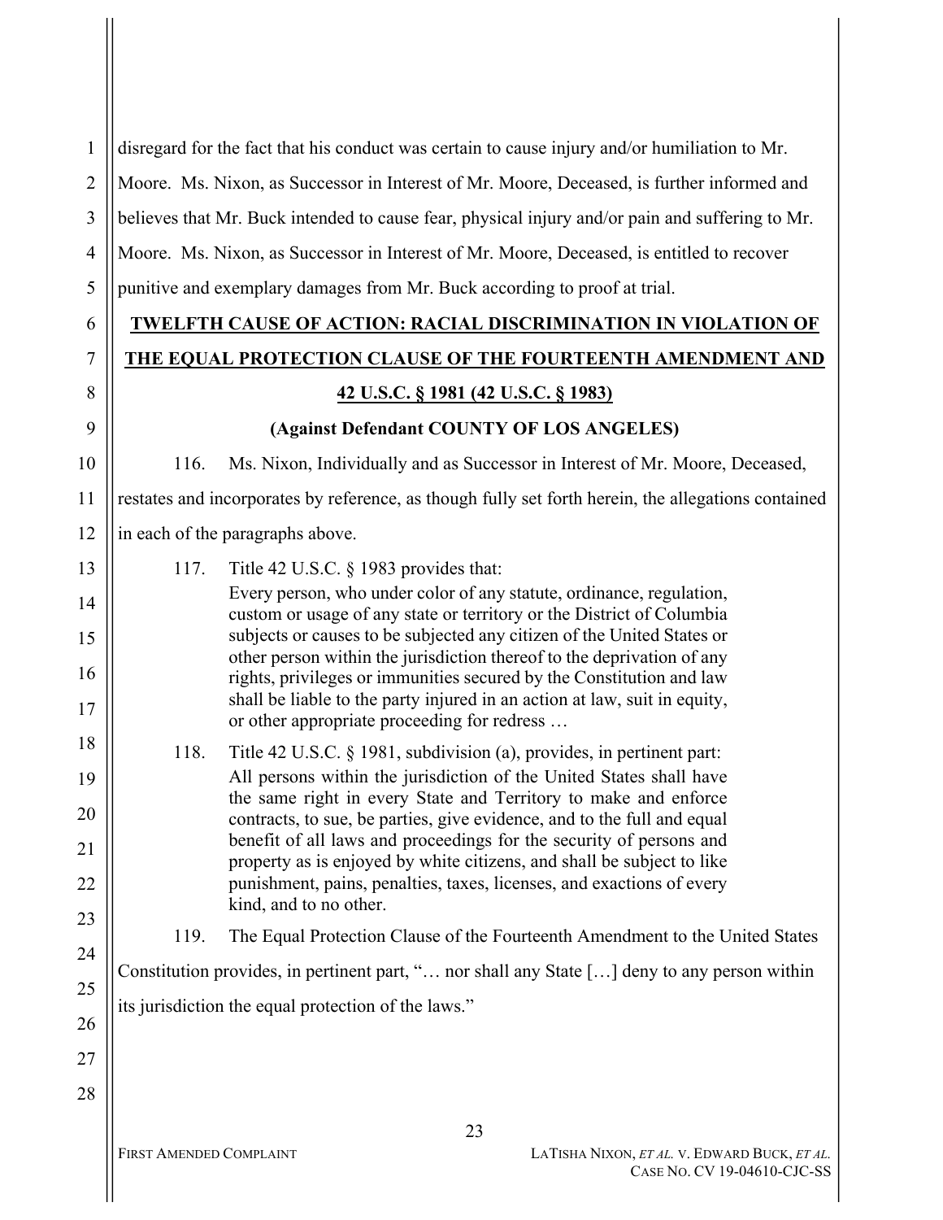disregard for the fact that his conduct was certain to cause injury and/or humiliation to Mr. Moore. Ms. Nixon, as Successor in Interest of Mr. Moore, Deceased, is further informed and believes that Mr. Buck intended to cause fear, physical injury and/or pain and suffering to Mr. Moore. Ms. Nixon, as Successor in Interest of Mr. Moore, Deceased, is entitled to recover punitive and exemplary damages from Mr. Buck according to proof at trial.

**TWELFTH CAUSE OF ACTION: RACIAL DISCRIMINATION IN VIOLATION OF THE EQUAL PROTECTION CLAUSE OF THE FOURTEENTH AMENDMENT AND 42 U.S.C. § 1981 (42 U.S.C. § 1983)**

**(Against Defendant COUNTY OF LOS ANGELES)**

116. Ms. Nixon, Individually and as Successor in Interest of Mr. Moore, Deceased, restates and incorporates by reference, as though fully set forth herein, the allegations contained in each of the paragraphs above.

117. Title 42 U.S.C. § 1983 provides that:

> Every person, who under color of any statute, ordinance, regulation, custom or usage of any state or territory or the District of Columbia subjects or causes to be subjected any citizen of the United States or other person within the jurisdiction thereof to the deprivation of any rights, privileges or immunities secured by the Constitution and law shall be liable to the party injured in an action at law, suit in equity, or other appropriate proceeding for redress …

118. Title 42 U.S.C. § 1981, subdivision (a), provides, in pertinent part:

> All persons within the jurisdiction of the United States shall have the same right in every State and Territory to make and enforce contracts, to sue, be parties, give evidence, and to the full and equal benefit of all laws and proceedings for the security of persons and property as is enjoyed by white citizens, and shall be subject to like punishment, pains, penalties, taxes, licenses, and exactions of every kind, and to no other.

119. The Equal Protection Clause of the Fourteenth Amendment to the United States Constitution provides, in pertinent part, "… nor shall any State […] deny to any person within its jurisdiction the equal protection of the laws."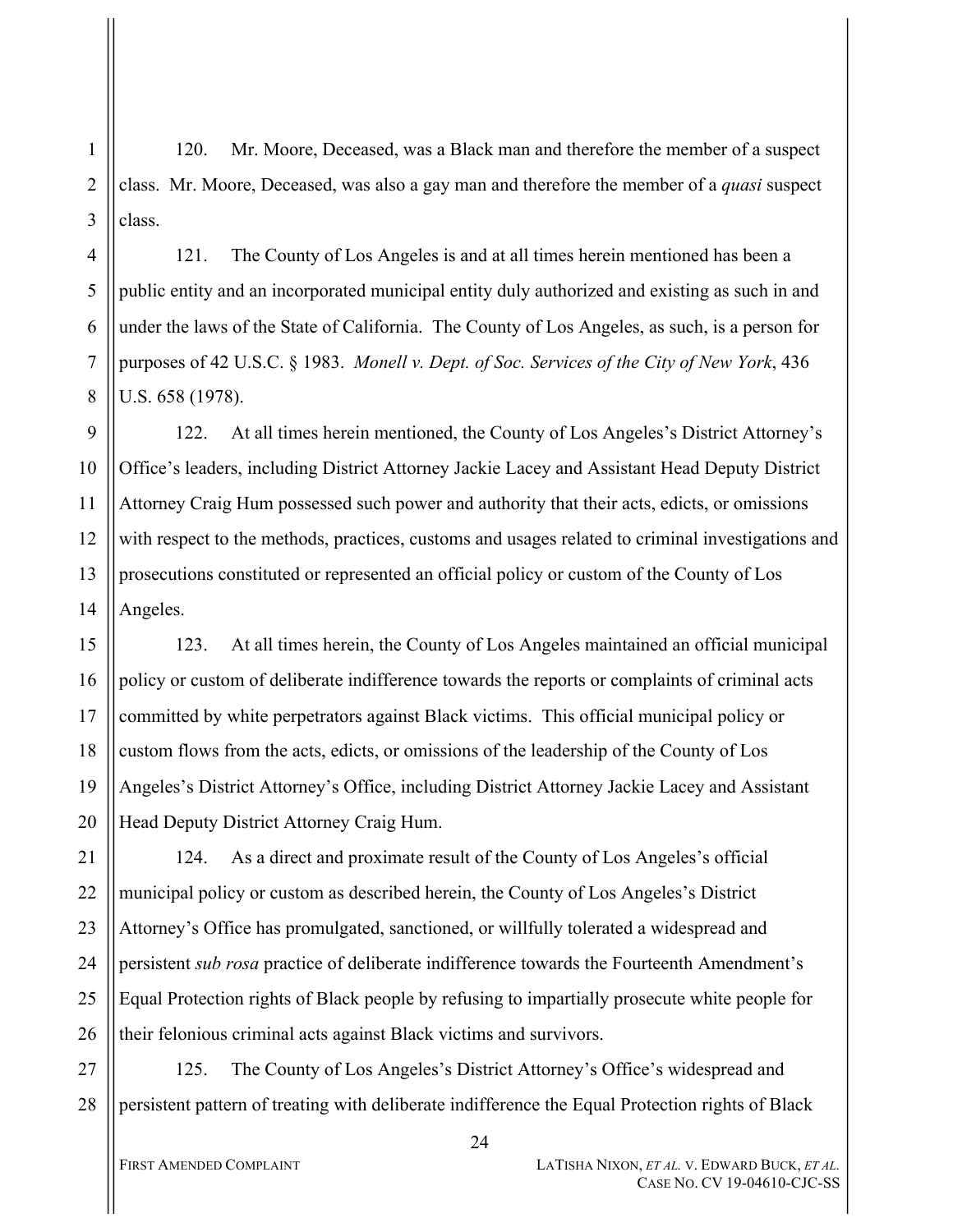120. Mr. Moore, Deceased, was a Black man and therefore the member of a suspect class. Mr. Moore, Deceased, was also a gay man and therefore the member of a *quasi* suspect class.

121. The County of Los Angeles is and at all times herein mentioned has been a public entity and an incorporated municipal entity duly authorized and existing as such in and under the laws of the State of California. The County of Los Angeles, as such, is a person for purposes of 42 U.S.C. § 1983. *Monell v. Dept. of Soc. Services of the City of New York*, 436 U.S. 658 (1978).

122. At all times herein mentioned, the County of Los Angeles's District Attorney's Office's leaders, including District Attorney Jackie Lacey and Assistant Head Deputy District Attorney Craig Hum possessed such power and authority that their acts, edicts, or omissions with respect to the methods, practices, customs and usages related to criminal investigations and prosecutions constituted or represented an official policy or custom of the County of Los Angeles.

123. At all times herein, the County of Los Angeles maintained an official municipal policy or custom of deliberate indifference towards the reports or complaints of criminal acts committed by white perpetrators against Black victims. This official municipal policy or custom flows from the acts, edicts, or omissions of the leadership of the County of Los Angeles's District Attorney's Office, including District Attorney Jackie Lacey and Assistant Head Deputy District Attorney Craig Hum.

124. As a direct and proximate result of the County of Los Angeles's official municipal policy or custom as described herein, the County of Los Angeles's District Attorney's Office has promulgated, sanctioned, or willfully tolerated a widespread and persistent *sub rosa* practice of deliberate indifference towards the Fourteenth Amendment's Equal Protection rights of Black people by refusing to impartially prosecute white people for their felonious criminal acts against Black victims and survivors.

125. The County of Los Angeles's District Attorney's Office's widespread and persistent pattern of treating with deliberate indifference the Equal Protection rights of Black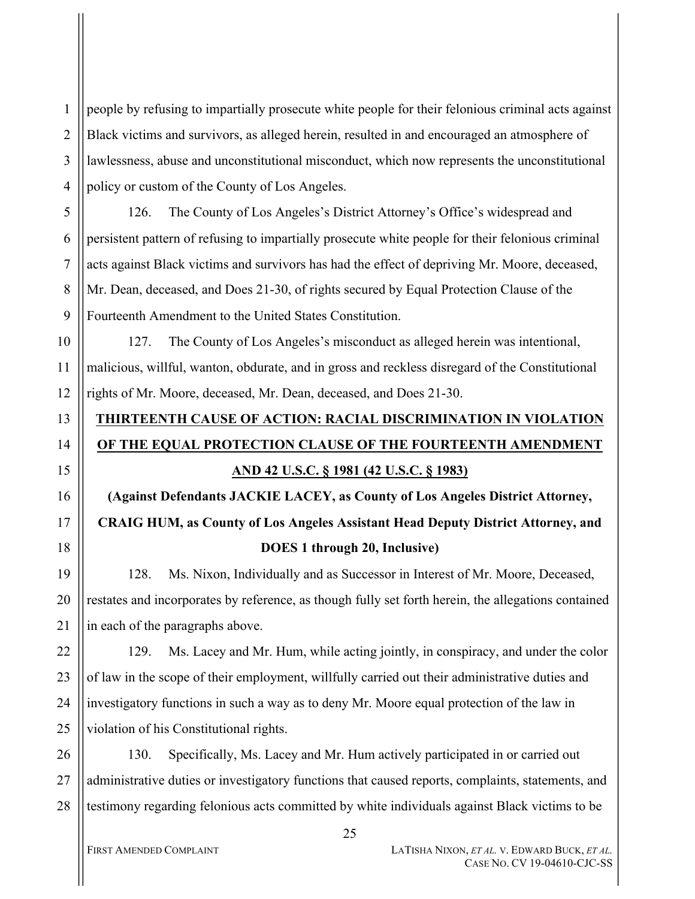people by refusing to impartially prosecute white people for their felonious criminal acts against Black victims and survivors, as alleged herein, resulted in and encouraged an atmosphere of lawlessness, abuse and unconstitutional misconduct, which now represents the unconstitutional policy or custom of the County of Los Angeles.

126. The County of Los Angeles's District Attorney's Office's widespread and persistent pattern of refusing to impartially prosecute white people for their felonious criminal acts against Black victims and survivors has had the effect of depriving Mr. Moore, deceased, Mr. Dean, deceased, and Does 21-30, of rights secured by Equal Protection Clause of the Fourteenth Amendment to the United States Constitution.

127. The County of Los Angeles's misconduct as alleged herein was intentional, malicious, willful, wanton, obdurate, and in gross and reckless disregard of the Constitutional rights of Mr. Moore, deceased, Mr. Dean, deceased, and Does 21-30.

## THIRTEENTH CAUSE OF ACTION: RACIAL DISCRIMINATION IN VIOLATION OF THE EQUAL PROTECTION CLAUSE OF THE FOURTEENTH AMENDMENT AND 42 U.S.C. § 1981 (42 U.S.C. § 1983)

**(Against Defendants JACKIE LACEY, as County of Los Angeles District Attorney, CRAIG HUM, as County of Los Angeles Assistant Head Deputy District Attorney, and DOES 1 through 20, Inclusive)**

128. Ms. Nixon, Individually and as Successor in Interest of Mr. Moore, Deceased, restates and incorporates by reference, as though fully set forth herein, the allegations contained in each of the paragraphs above.

129. Ms. Lacey and Mr. Hum, while acting jointly, in conspiracy, and under the color of law in the scope of their employment, willfully carried out their administrative duties and investigatory functions in such a way as to deny Mr. Moore equal protection of the law in violation of his Constitutional rights.

130. Specifically, Ms. Lacey and Mr. Hum actively participated in or carried out administrative duties or investigatory functions that caused reports, complaints, statements, and testimony regarding felonious acts committed by white individuals against Black victims to be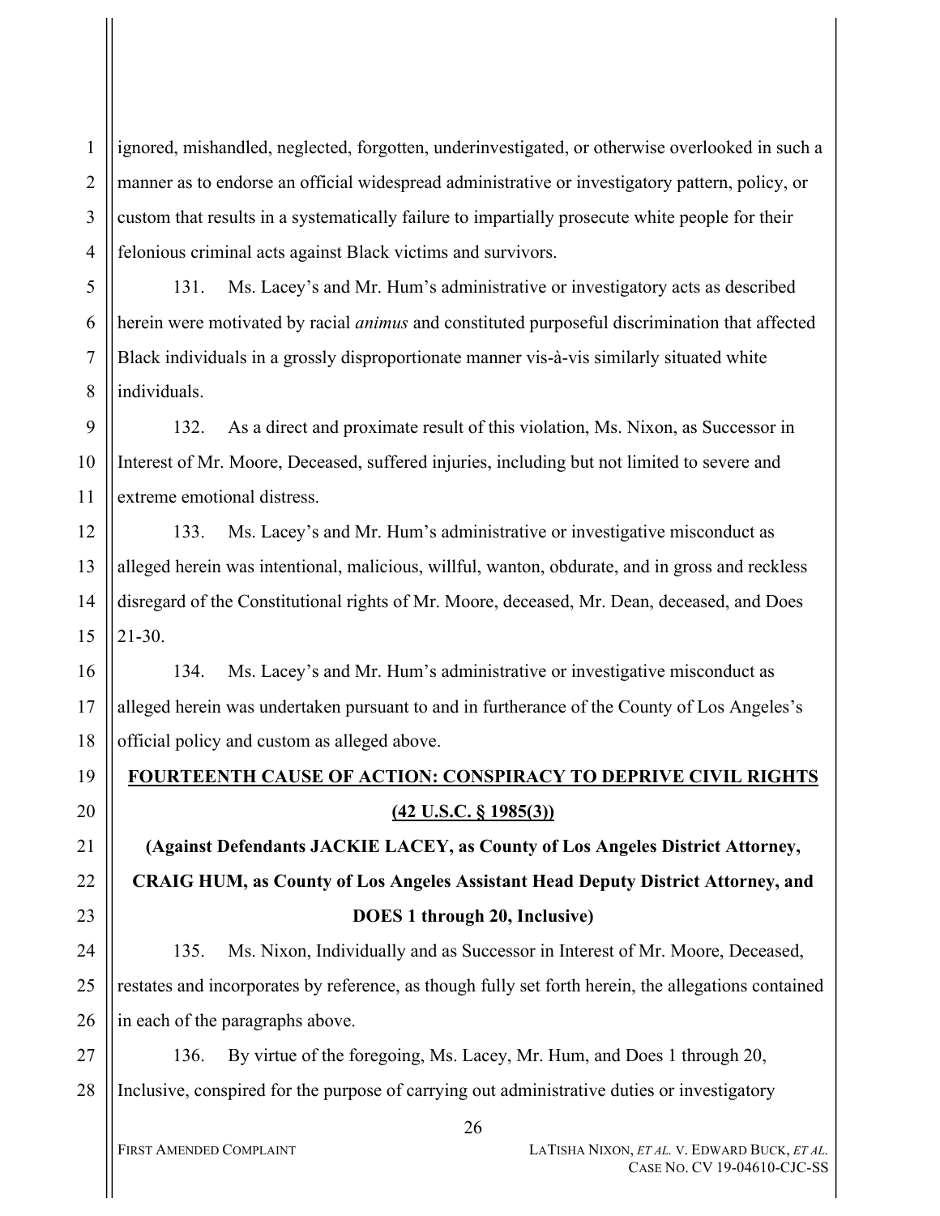ignored, mishandled, neglected, forgotten, underinvestigated, or otherwise overlooked in such a manner as to endorse an official widespread administrative or investigatory pattern, policy, or custom that results in a systematically failure to impartially prosecute white people for their felonious criminal acts against Black victims and survivors.

131. Ms. Lacey's and Mr. Hum's administrative or investigatory acts as described herein were motivated by racial *animus* and constituted purposeful discrimination that affected Black individuals in a grossly disproportionate manner vis-à-vis similarly situated white individuals.

132. As a direct and proximate result of this violation, Ms. Nixon, as Successor in Interest of Mr. Moore, Deceased, suffered injuries, including but not limited to severe and extreme emotional distress.

133. Ms. Lacey's and Mr. Hum's administrative or investigative misconduct as alleged herein was intentional, malicious, willful, wanton, obdurate, and in gross and reckless disregard of the Constitutional rights of Mr. Moore, deceased, Mr. Dean, deceased, and Does 21-30.

134. Ms. Lacey's and Mr. Hum's administrative or investigative misconduct as alleged herein was undertaken pursuant to and in furtherance of the County of Los Angeles's official policy and custom as alleged above.

## FOURTEENTH CAUSE OF ACTION: CONSPIRACY TO DEPRIVE CIVIL RIGHTS (42 U.S.C. § 1985(3))

**(Against Defendants JACKIE LACEY, as County of Los Angeles District Attorney, CRAIG HUM, as County of Los Angeles Assistant Head Deputy District Attorney, and DOES 1 through 20, Inclusive)**

135. Ms. Nixon, Individually and as Successor in Interest of Mr. Moore, Deceased, restates and incorporates by reference, as though fully set forth herein, the allegations contained in each of the paragraphs above.

136. By virtue of the foregoing, Ms. Lacey, Mr. Hum, and Does 1 through 20, Inclusive, conspired for the purpose of carrying out administrative duties or investigatory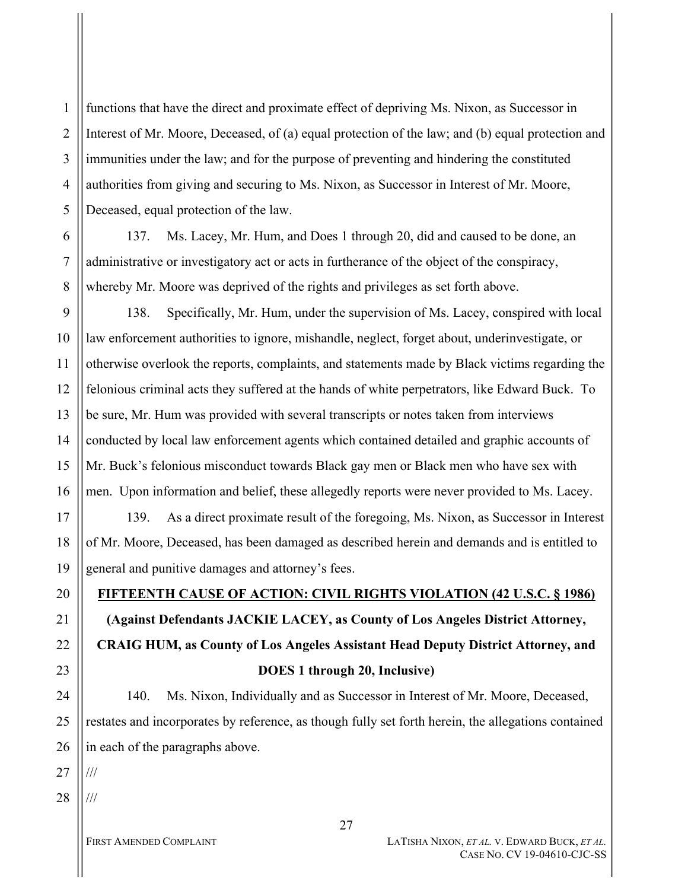functions that have the direct and proximate effect of depriving Ms. Nixon, as Successor in Interest of Mr. Moore, Deceased, of (a) equal protection of the law; and (b) equal protection and immunities under the law; and for the purpose of preventing and hindering the constituted authorities from giving and securing to Ms. Nixon, as Successor in Interest of Mr. Moore, Deceased, equal protection of the law.

137. Ms. Lacey, Mr. Hum, and Does 1 through 20, did and caused to be done, an administrative or investigatory act or acts in furtherance of the object of the conspiracy, whereby Mr. Moore was deprived of the rights and privileges as set forth above.

138. Specifically, Mr. Hum, under the supervision of Ms. Lacey, conspired with local law enforcement authorities to ignore, mishandle, neglect, forget about, underinvestigate, or otherwise overlook the reports, complaints, and statements made by Black victims regarding the felonious criminal acts they suffered at the hands of white perpetrators, like Edward Buck. To be sure, Mr. Hum was provided with several transcripts or notes taken from interviews conducted by local law enforcement agents which contained detailed and graphic accounts of Mr. Buck's felonious misconduct towards Black gay men or Black men who have sex with men. Upon information and belief, these allegedly reports were never provided to Ms. Lacey.

139. As a direct proximate result of the foregoing, Ms. Nixon, as Successor in Interest of Mr. Moore, Deceased, has been damaged as described herein and demands and is entitled to general and punitive damages and attorney's fees.

**FIFTEENTH CAUSE OF ACTION: CIVIL RIGHTS VIOLATION (42 U.S.C. § 1986)**

**(Against Defendants JACKIE LACEY, as County of Los Angeles District Attorney, CRAIG HUM, as County of Los Angeles Assistant Head Deputy District Attorney, and DOES 1 through 20, Inclusive)**

140. Ms. Nixon, Individually and as Successor in Interest of Mr. Moore, Deceased, restates and incorporates by reference, as though fully set forth herein, the allegations contained in each of the paragraphs above.

///

///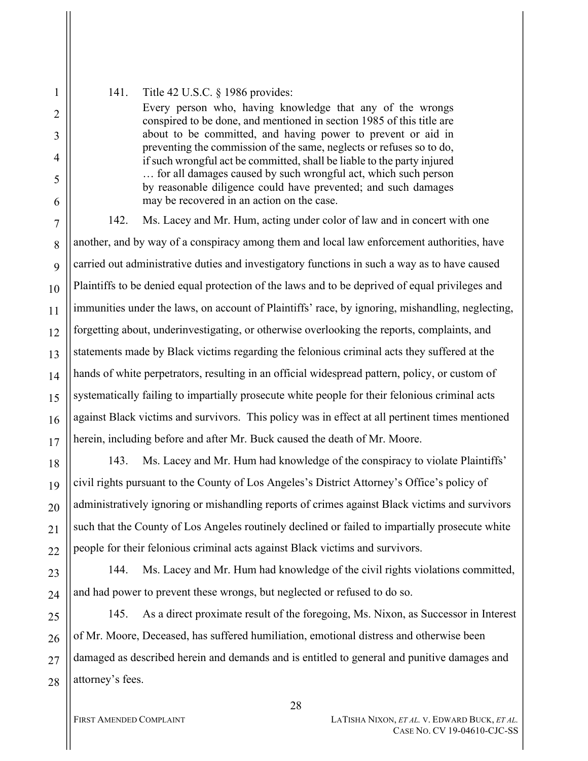141. Title 42 U.S.C. § 1986 provides:

> Every person who, having knowledge that any of the wrongs conspired to be done, and mentioned in section 1985 of this title are about to be committed, and having power to prevent or aid in preventing the commission of the same, neglects or refuses so to do, if such wrongful act be committed, shall be liable to the party injured … for all damages caused by such wrongful act, which such person by reasonable diligence could have prevented; and such damages may be recovered in an action on the case.

142. Ms. Lacey and Mr. Hum, acting under color of law and in concert with one another, and by way of a conspiracy among them and local law enforcement authorities, have carried out administrative duties and investigatory functions in such a way as to have caused Plaintiffs to be denied equal protection of the laws and to be deprived of equal privileges and immunities under the laws, on account of Plaintiffs' race, by ignoring, mishandling, neglecting, forgetting about, underinvestigating, or otherwise overlooking the reports, complaints, and statements made by Black victims regarding the felonious criminal acts they suffered at the hands of white perpetrators, resulting in an official widespread pattern, policy, or custom of systematically failing to impartially prosecute white people for their felonious criminal acts against Black victims and survivors. This policy was in effect at all pertinent times mentioned herein, including before and after Mr. Buck caused the death of Mr. Moore.

143. Ms. Lacey and Mr. Hum had knowledge of the conspiracy to violate Plaintiffs' civil rights pursuant to the County of Los Angeles's District Attorney's Office's policy of administratively ignoring or mishandling reports of crimes against Black victims and survivors such that the County of Los Angeles routinely declined or failed to impartially prosecute white people for their felonious criminal acts against Black victims and survivors.

144. Ms. Lacey and Mr. Hum had knowledge of the civil rights violations committed, and had power to prevent these wrongs, but neglected or refused to do so.

145. As a direct proximate result of the foregoing, Ms. Nixon, as Successor in Interest of Mr. Moore, Deceased, has suffered humiliation, emotional distress and otherwise been damaged as described herein and demands and is entitled to general and punitive damages and attorney's fees.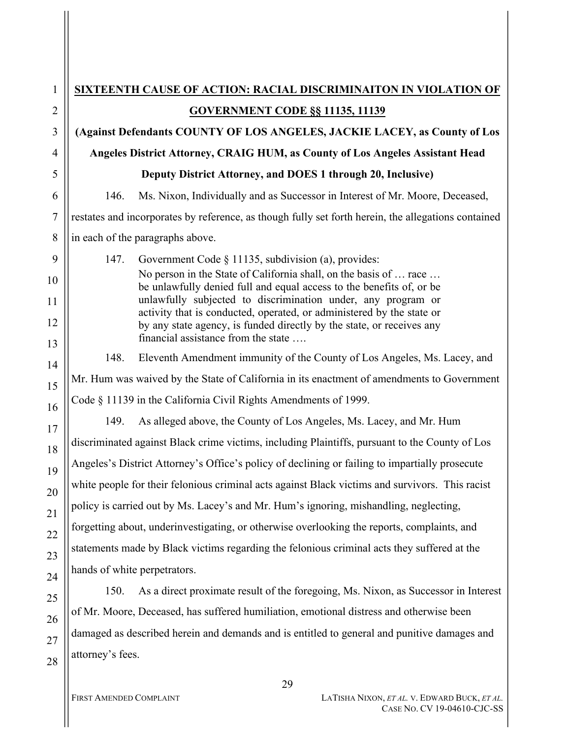**SIXTEENTH CAUSE OF ACTION: RACIAL DISCRIMINAITON IN VIOLATION OF GOVERNMENT CODE §§ 11135, 11139**

**(Against Defendants COUNTY OF LOS ANGELES, JACKIE LACEY, as County of Los Angeles District Attorney, CRAIG HUM, as County of Los Angeles Assistant Head Deputy District Attorney, and DOES 1 through 20, Inclusive)**

146. Ms. Nixon, Individually and as Successor in Interest of Mr. Moore, Deceased, restates and incorporates by reference, as though fully set forth herein, the allegations contained in each of the paragraphs above.

147. Government Code § 11135, subdivision (a), provides:

> No person in the State of California shall, on the basis of … race … be unlawfully denied full and equal access to the benefits of, or be unlawfully subjected to discrimination under, any program or activity that is conducted, operated, or administered by the state or by any state agency, is funded directly by the state, or receives any financial assistance from the state ….

148. Eleventh Amendment immunity of the County of Los Angeles, Ms. Lacey, and Mr. Hum was waived by the State of California in its enactment of amendments to Government Code § 11139 in the California Civil Rights Amendments of 1999.

149. As alleged above, the County of Los Angeles, Ms. Lacey, and Mr. Hum discriminated against Black crime victims, including Plaintiffs, pursuant to the County of Los Angeles's District Attorney's Office's policy of declining or failing to impartially prosecute white people for their felonious criminal acts against Black victims and survivors. This racist policy is carried out by Ms. Lacey's and Mr. Hum's ignoring, mishandling, neglecting, forgetting about, underinvestigating, or otherwise overlooking the reports, complaints, and statements made by Black victims regarding the felonious criminal acts they suffered at the hands of white perpetrators.

150. As a direct proximate result of the foregoing, Ms. Nixon, as Successor in Interest of Mr. Moore, Deceased, has suffered humiliation, emotional distress and otherwise been damaged as described herein and demands and is entitled to general and punitive damages and attorney's fees.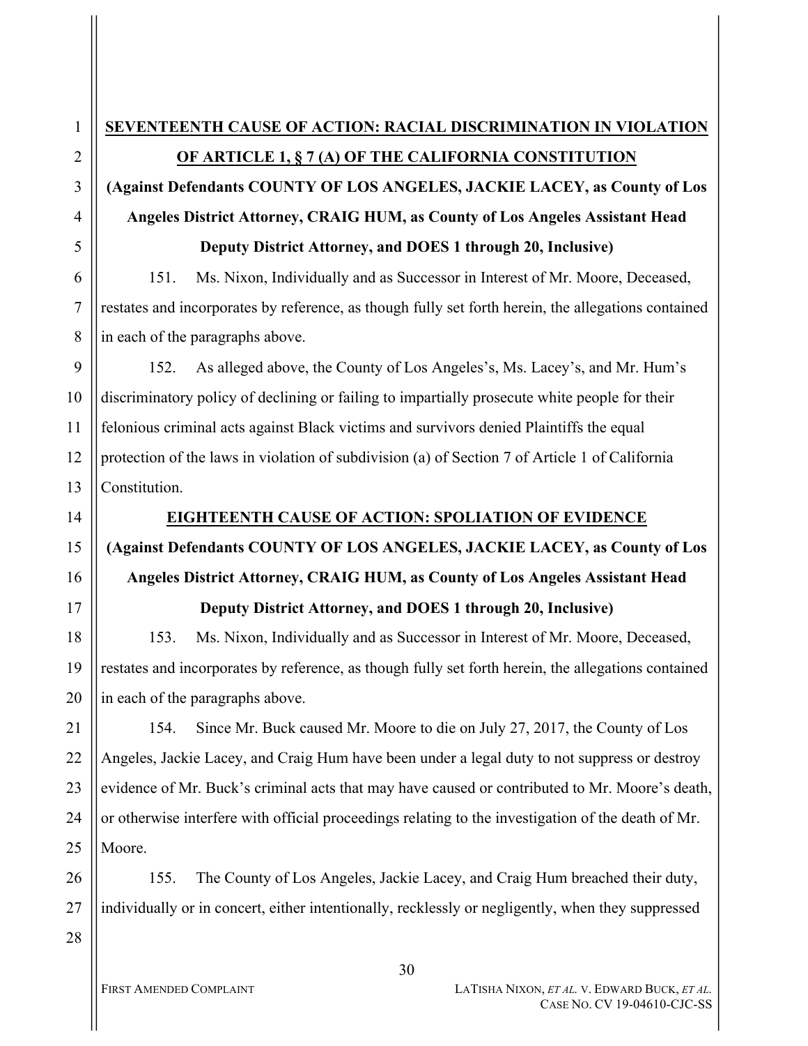**SEVENTEENTH CAUSE OF ACTION: RACIAL DISCRIMINATION IN VIOLATION OF ARTICLE 1, § 7 (A) OF THE CALIFORNIA CONSTITUTION**

**(Against Defendants COUNTY OF LOS ANGELES, JACKIE LACEY, as County of Los Angeles District Attorney, CRAIG HUM, as County of Los Angeles Assistant Head Deputy District Attorney, and DOES 1 through 20, Inclusive)**

151. Ms. Nixon, Individually and as Successor in Interest of Mr. Moore, Deceased, restates and incorporates by reference, as though fully set forth herein, the allegations contained in each of the paragraphs above.

152. As alleged above, the County of Los Angeles's, Ms. Lacey's, and Mr. Hum's discriminatory policy of declining or failing to impartially prosecute white people for their felonious criminal acts against Black victims and survivors denied Plaintiffs the equal protection of the laws in violation of subdivision (a) of Section 7 of Article 1 of California Constitution.

**EIGHTEENTH CAUSE OF ACTION: SPOLIATION OF EVIDENCE**

**(Against Defendants COUNTY OF LOS ANGELES, JACKIE LACEY, as County of Los Angeles District Attorney, CRAIG HUM, as County of Los Angeles Assistant Head Deputy District Attorney, and DOES 1 through 20, Inclusive)**

153. Ms. Nixon, Individually and as Successor in Interest of Mr. Moore, Deceased, restates and incorporates by reference, as though fully set forth herein, the allegations contained in each of the paragraphs above.

154. Since Mr. Buck caused Mr. Moore to die on July 27, 2017, the County of Los Angeles, Jackie Lacey, and Craig Hum have been under a legal duty to not suppress or destroy evidence of Mr. Buck's criminal acts that may have caused or contributed to Mr. Moore's death, or otherwise interfere with official proceedings relating to the investigation of the death of Mr. Moore.

155. The County of Los Angeles, Jackie Lacey, and Craig Hum breached their duty, individually or in concert, either intentionally, recklessly or negligently, when they suppressed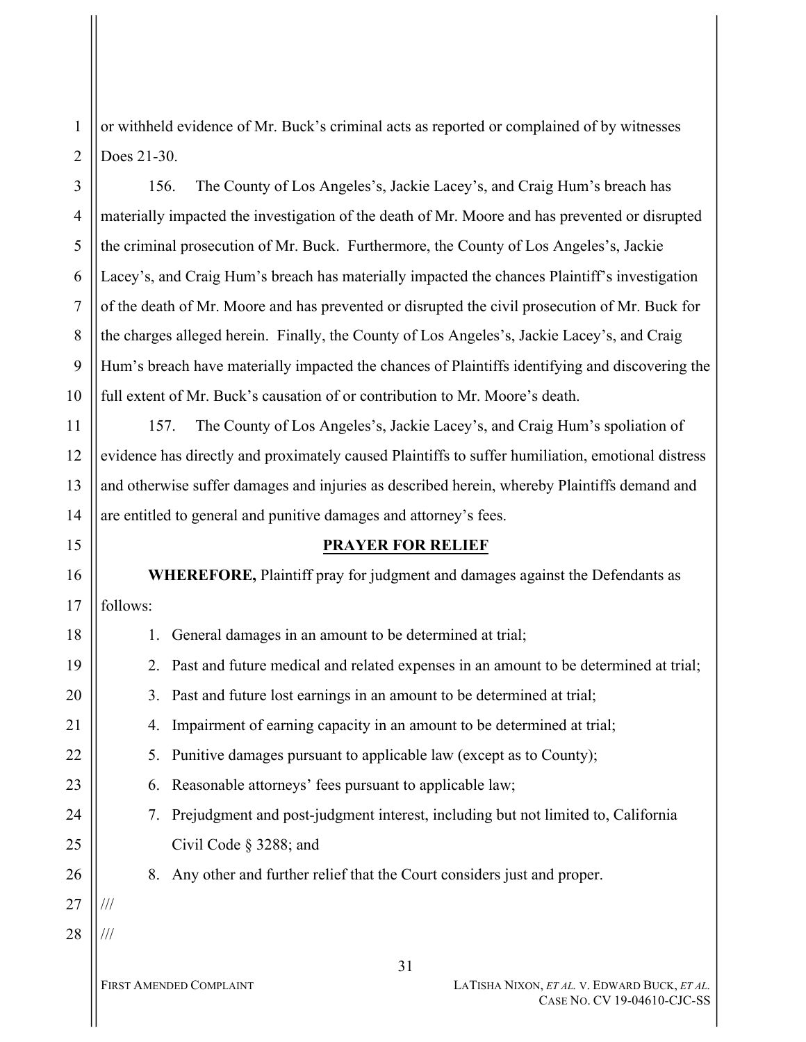or withheld evidence of Mr. Buck's criminal acts as reported or complained of by witnesses Does 21-30.

156. The County of Los Angeles's, Jackie Lacey's, and Craig Hum's breach has materially impacted the investigation of the death of Mr. Moore and has prevented or disrupted the criminal prosecution of Mr. Buck. Furthermore, the County of Los Angeles's, Jackie Lacey's, and Craig Hum's breach has materially impacted the chances Plaintiff's investigation of the death of Mr. Moore and has prevented or disrupted the civil prosecution of Mr. Buck for the charges alleged herein. Finally, the County of Los Angeles's, Jackie Lacey's, and Craig Hum's breach have materially impacted the chances of Plaintiffs identifying and discovering the full extent of Mr. Buck's causation of or contribution to Mr. Moore's death.

157. The County of Los Angeles's, Jackie Lacey's, and Craig Hum's spoliation of evidence has directly and proximately caused Plaintiffs to suffer humiliation, emotional distress and otherwise suffer damages and injuries as described herein, whereby Plaintiffs demand and are entitled to general and punitive damages and attorney's fees.

## PRAYER FOR RELIEF

**WHEREFORE,** Plaintiff pray for judgment and damages against the Defendants as follows:

1. General damages in an amount to be determined at trial;
2. Past and future medical and related expenses in an amount to be determined at trial;
3. Past and future lost earnings in an amount to be determined at trial;
4. Impairment of earning capacity in an amount to be determined at trial;
5. Punitive damages pursuant to applicable law (except as to County);
6. Reasonable attorneys' fees pursuant to applicable law;
7. Prejudgment and post-judgment interest, including but not limited to, California Civil Code § 3288; and
8. Any other and further relief that the Court considers just and proper.

///

///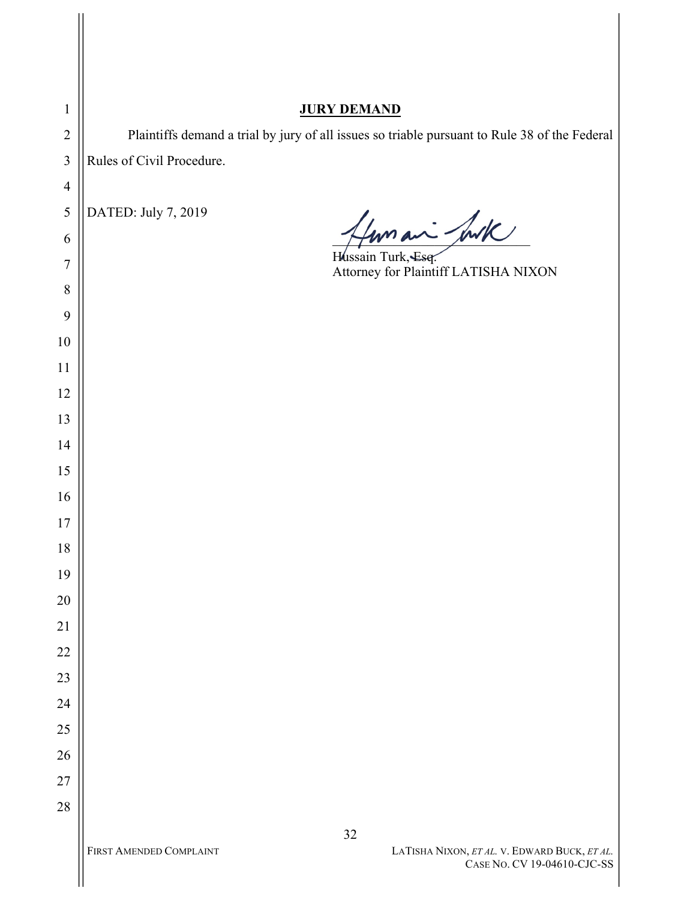**JURY DEMAND**

Plaintiffs demand a trial by jury of all issues so triable pursuant to Rule 38 of the Federal Rules of Civil Procedure.

DATED: July 7, 2019

Hussain Turk, Esq.
Attorney for Plaintiff LATISHA NIXON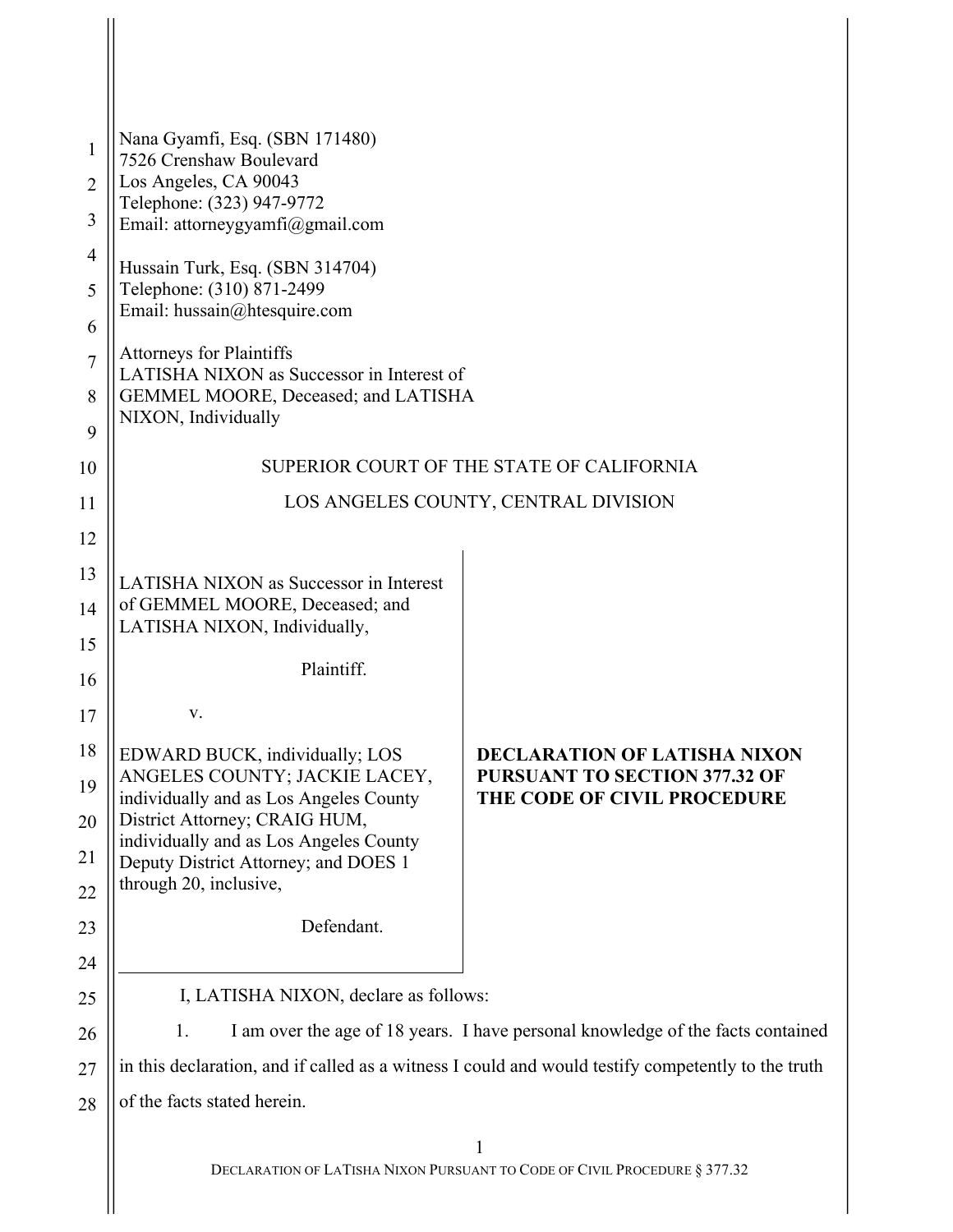Nana Gyamfi, Esq. (SBN 171480)
7526 Crenshaw Boulevard
Los Angeles, CA 90043
Telephone: (323) 947-9772
Email: attorneygyamfi@gmail.com

Hussain Turk, Esq. (SBN 314704)
Telephone: (310) 871-2499
Email: hussain@htesquire.com

Attorneys for Plaintiffs
LATISHA NIXON as Successor in Interest of
GEMMEL MOORE, Deceased; and LATISHA
NIXON, Individually

SUPERIOR COURT OF THE STATE OF CALIFORNIA

LOS ANGELES COUNTY, CENTRAL DIVISION

| | |
|---|---|
| LATISHA NIXON as Successor in Interest of GEMMEL MOORE, Deceased; and LATISHA NIXON, Individually,<br><br>Plaintiff.<br><br>v.<br><br>EDWARD BUCK, individually; LOS ANGELES COUNTY; JACKIE LACEY, individually and as Los Angeles County District Attorney; CRAIG HUM, individually and as Los Angeles County Deputy District Attorney; and DOES 1 through 20, inclusive,<br><br>Defendant. | **DECLARATION OF LATISHA NIXON PURSUANT TO SECTION 377.32 OF THE CODE OF CIVIL PROCEDURE** |

I, LATISHA NIXON, declare as follows:

1. I am over the age of 18 years. I have personal knowledge of the facts contained in this declaration, and if called as a witness I could and would testify competently to the truth of the facts stated herein.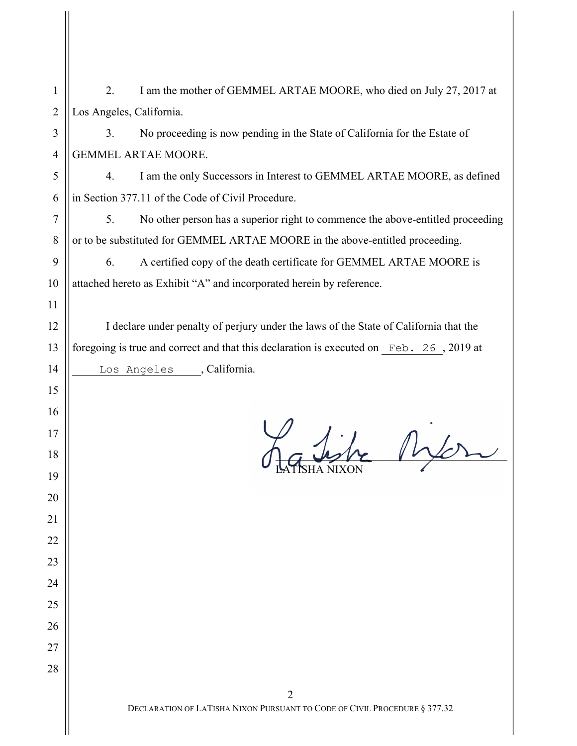2. I am the mother of GEMMEL ARTAE MOORE, who died on July 27, 2017 at Los Angeles, California.

3. No proceeding is now pending in the State of California for the Estate of GEMMEL ARTAE MOORE.

4. I am the only Successors in Interest to GEMMEL ARTAE MOORE, as defined in Section 377.11 of the Code of Civil Procedure.

5. No other person has a superior right to commence the above-entitled proceeding or to be substituted for GEMMEL ARTAE MOORE in the above-entitled proceeding.

6. A certified copy of the death certificate for GEMMEL ARTAE MOORE is attached hereto as Exhibit "A" and incorporated herein by reference.

I declare under penalty of perjury under the laws of the State of California that the foregoing is true and correct and that this declaration is executed on Feb. 26, 2019 at Los Angeles, California.

LaTisha Nixon

LATISHA NIXON

DECLARATION OF LATISHA NIXON PURSUANT TO CODE OF CIVIL PROCEDURE § 377.32